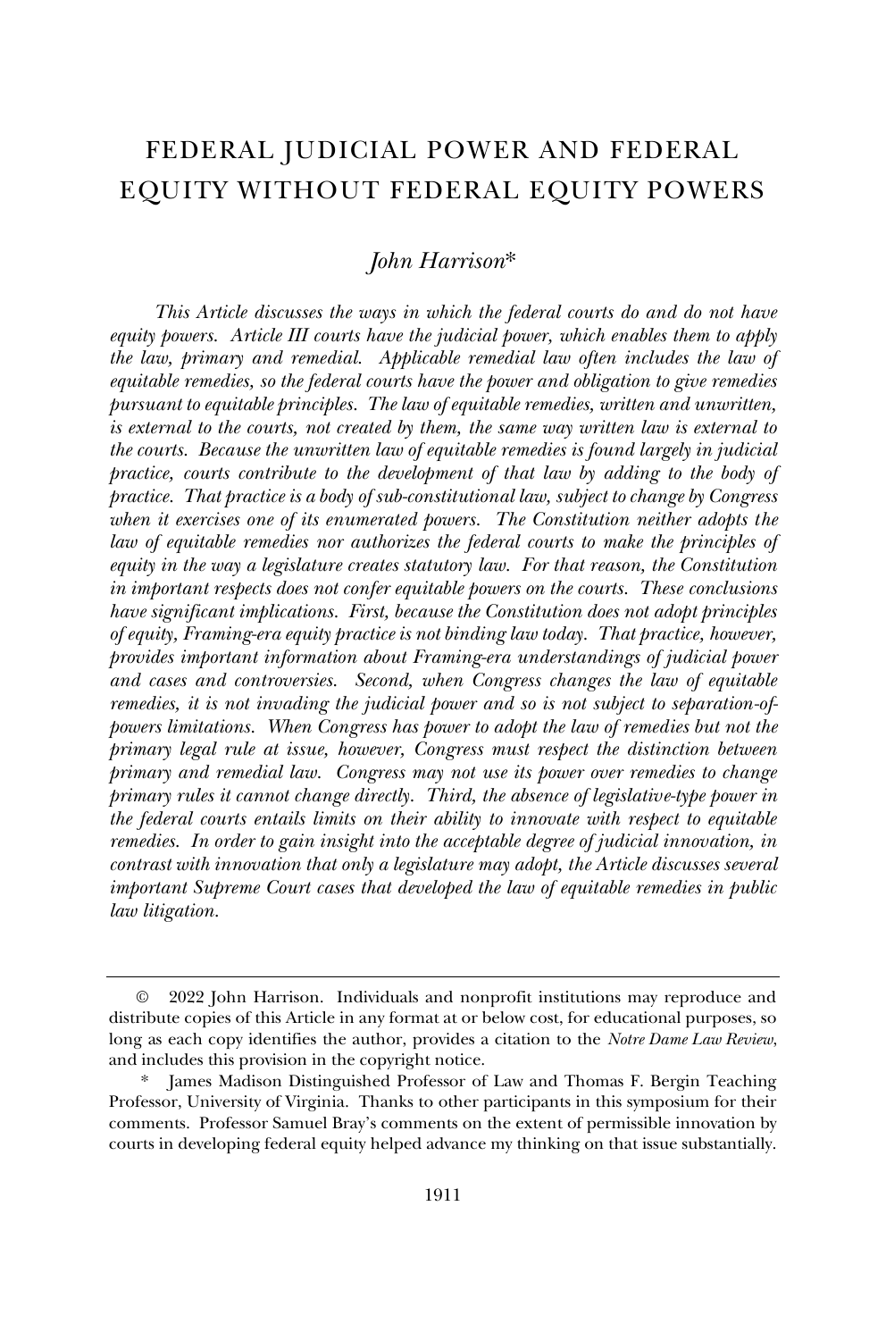# FEDERAL JUDICIAL POWER AND FEDERAL EQUITY WITHOUT FEDERAL EQUITY POWERS

*John Harrison**

*This Article discusses the ways in which the federal courts do and do not have equity powers. Article III courts have the judicial power, which enables them to apply the law, primary and remedial. Applicable remedial law often includes the law of equitable remedies, so the federal courts have the power and obligation to give remedies pursuant to equitable principles. The law of equitable remedies, written and unwritten, is external to the courts, not created by them, the same way written law is external to the courts. Because the unwritten law of equitable remedies is found largely in judicial practice, courts contribute to the development of that law by adding to the body of practice. That practice is a body of sub-constitutional law, subject to change by Congress when it exercises one of its enumerated powers. The Constitution neither adopts the law of equitable remedies nor authorizes the federal courts to make the principles of equity in the way a legislature creates statutory law. For that reason, the Constitution in important respects does not confer equitable powers on the courts. These conclusions have significant implications. First, because the Constitution does not adopt principles of equity, Framing-era equity practice is not binding law today. That practice, however, provides important information about Framing-era understandings of judicial power and cases and controversies. Second, when Congress changes the law of equitable remedies, it is not invading the judicial power and so is not subject to separation-of-powers limitations. When Congress has power to adopt the law of remedies but not the primary legal rule at issue, however, Congress must respect the distinction between primary and remedial law. Congress may not use its power over remedies to change primary rules it cannot change directly. Third, the absence of legislative-type power in the federal courts entails limits on their ability to innovate with respect to equitable remedies. In order to gain insight into the acceptable degree of judicial innovation, in contrast with innovation that only a legislature may adopt, the Article discusses several important Supreme Court cases that developed the law of equitable remedies in public law litigation.*

---

© 2022 John Harrison. Individuals and nonprofit institutions may reproduce and distribute copies of this Article in any format at or below cost, for educational purposes, so long as each copy identifies the author, provides a citation to the *Notre Dame Law Review*, and includes this provision in the copyright notice.

\* James Madison Distinguished Professor of Law and Thomas F. Bergin Teaching Professor, University of Virginia. Thanks to other participants in this symposium for their comments. Professor Samuel Bray's comments on the extent of permissible innovation by courts in developing federal equity helped advance my thinking on that issue substantially.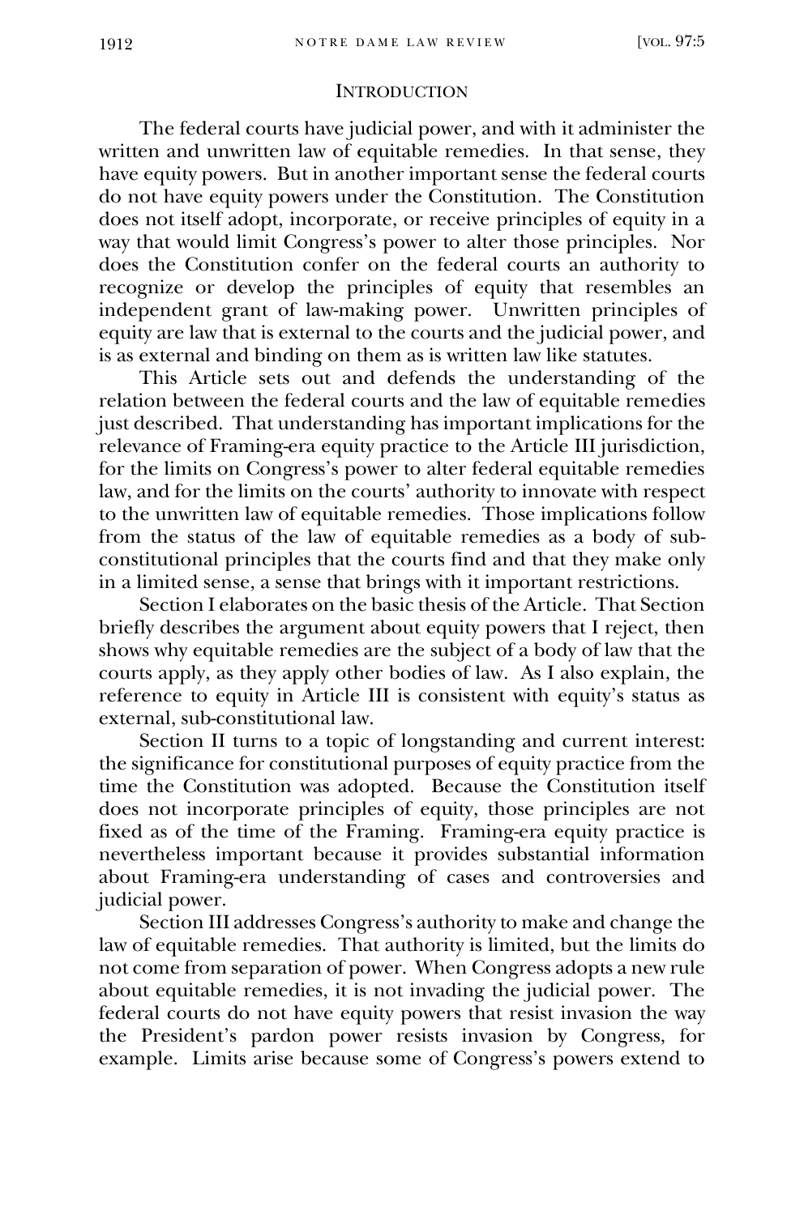## Introduction

The federal courts have judicial power, and with it administer the written and unwritten law of equitable remedies. In that sense, they have equity powers. But in another important sense the federal courts do not have equity powers under the Constitution. The Constitution does not itself adopt, incorporate, or receive principles of equity in a way that would limit Congress's power to alter those principles. Nor does the Constitution confer on the federal courts an authority to recognize or develop the principles of equity that resembles an independent grant of law-making power. Unwritten principles of equity are law that is external to the courts and the judicial power, and is as external and binding on them as is written law like statutes.

This Article sets out and defends the understanding of the relation between the federal courts and the law of equitable remedies just described. That understanding has important implications for the relevance of Framing-era equity practice to the Article III jurisdiction, for the limits on Congress's power to alter federal equitable remedies law, and for the limits on the courts' authority to innovate with respect to the unwritten law of equitable remedies. Those implications follow from the status of the law of equitable remedies as a body of sub-constitutional principles that the courts find and that they make only in a limited sense, a sense that brings with it important restrictions.

Section I elaborates on the basic thesis of the Article. That Section briefly describes the argument about equity powers that I reject, then shows why equitable remedies are the subject of a body of law that the courts apply, as they apply other bodies of law. As I also explain, the reference to equity in Article III is consistent with equity's status as external, sub-constitutional law.

Section II turns to a topic of longstanding and current interest: the significance for constitutional purposes of equity practice from the time the Constitution was adopted. Because the Constitution itself does not incorporate principles of equity, those principles are not fixed as of the time of the Framing. Framing-era equity practice is nevertheless important because it provides substantial information about Framing-era understanding of cases and controversies and judicial power.

Section III addresses Congress's authority to make and change the law of equitable remedies. That authority is limited, but the limits do not come from separation of power. When Congress adopts a new rule about equitable remedies, it is not invading the judicial power. The federal courts do not have equity powers that resist invasion the way the President's pardon power resists invasion by Congress, for example. Limits arise because some of Congress's powers extend to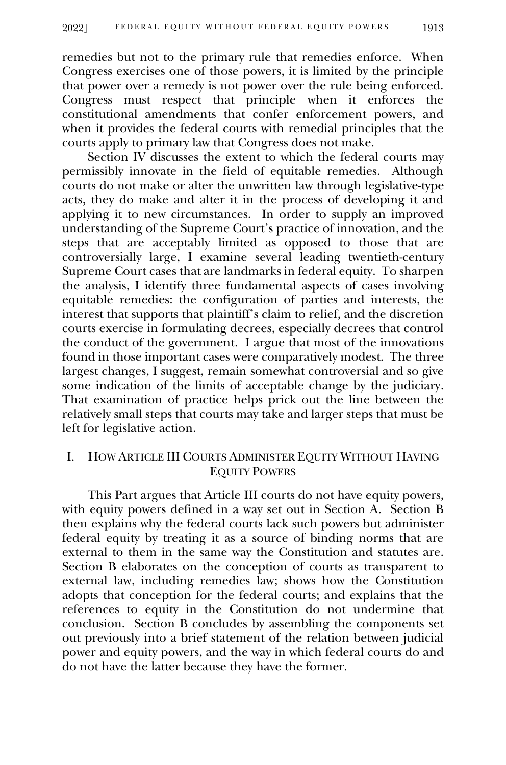remedies but not to the primary rule that remedies enforce. When Congress exercises one of those powers, it is limited by the principle that power over a remedy is not power over the rule being enforced. Congress must respect that principle when it enforces the constitutional amendments that confer enforcement powers, and when it provides the federal courts with remedial principles that the courts apply to primary law that Congress does not make.

Section IV discusses the extent to which the federal courts may permissibly innovate in the field of equitable remedies. Although courts do not make or alter the unwritten law through legislative-type acts, they do make and alter it in the process of developing it and applying it to new circumstances. In order to supply an improved understanding of the Supreme Court's practice of innovation, and the steps that are acceptably limited as opposed to those that are controversially large, I examine several leading twentieth-century Supreme Court cases that are landmarks in federal equity. To sharpen the analysis, I identify three fundamental aspects of cases involving equitable remedies: the configuration of parties and interests, the interest that supports that plaintiff's claim to relief, and the discretion courts exercise in formulating decrees, especially decrees that control the conduct of the government. I argue that most of the innovations found in those important cases were comparatively modest. The three largest changes, I suggest, remain somewhat controversial and so give some indication of the limits of acceptable change by the judiciary. That examination of practice helps prick out the line between the relatively small steps that courts may take and larger steps that must be left for legislative action.

## I. How Article III Courts Administer Equity Without Having Equity Powers

This Part argues that Article III courts do not have equity powers, with equity powers defined in a way set out in Section A. Section B then explains why the federal courts lack such powers but administer federal equity by treating it as a source of binding norms that are external to them in the same way the Constitution and statutes are. Section B elaborates on the conception of courts as transparent to external law, including remedies law; shows how the Constitution adopts that conception for the federal courts; and explains that the references to equity in the Constitution do not undermine that conclusion. Section B concludes by assembling the components set out previously into a brief statement of the relation between judicial power and equity powers, and the way in which federal courts do and do not have the latter because they have the former.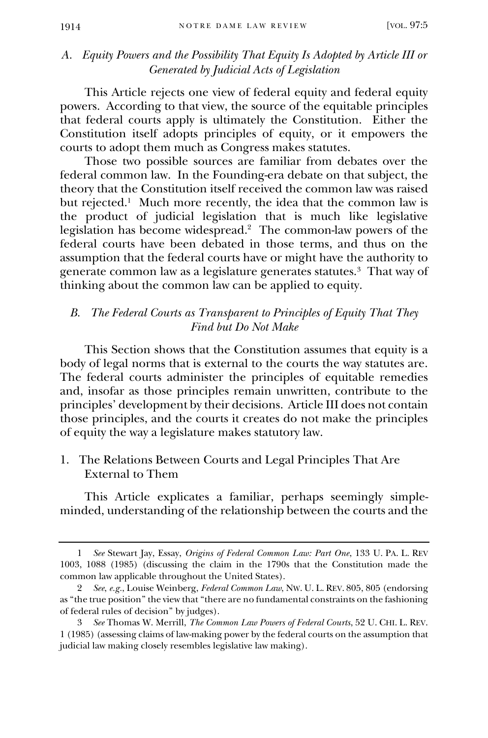### *A. Equity Powers and the Possibility That Equity Is Adopted by Article III or Generated by Judicial Acts of Legislation*

This Article rejects one view of federal equity and federal equity powers. According to that view, the source of the equitable principles that federal courts apply is ultimately the Constitution. Either the Constitution itself adopts principles of equity, or it empowers the courts to adopt them much as Congress makes statutes.

Those two possible sources are familiar from debates over the federal common law. In the Founding-era debate on that subject, the theory that the Constitution itself received the common law was raised but rejected.[1] Much more recently, the idea that the common law is the product of judicial legislation that is much like legislative legislation has become widespread.[2] The common-law powers of the federal courts have been debated in those terms, and thus on the assumption that the federal courts have or might have the authority to generate common law as a legislature generates statutes.[3] That way of thinking about the common law can be applied to equity.

### *B. The Federal Courts as Transparent to Principles of Equity That They Find but Do Not Make*

This Section shows that the Constitution assumes that equity is a body of legal norms that is external to the courts the way statutes are. The federal courts administer the principles of equitable remedies and, insofar as those principles remain unwritten, contribute to the principles' development by their decisions. Article III does not contain those principles, and the courts it creates do not make the principles of equity the way a legislature makes statutory law.

#### 1. The Relations Between Courts and Legal Principles That Are External to Them

This Article explicates a familiar, perhaps seemingly simple-minded, understanding of the relationship between the courts and the

---

1 *See* Stewart Jay, Essay, *Origins of Federal Common Law: Part One*, 133 U. PA. L. REV 1003, 1088 (1985) (discussing the claim in the 1790s that the Constitution made the common law applicable throughout the United States).

2 *See, e.g.*, Louise Weinberg, *Federal Common Law*, NW. U. L. REV. 805, 805 (endorsing as "the true position" the view that "there are no fundamental constraints on the fashioning of federal rules of decision" by judges).

3 *See* Thomas W. Merrill, *The Common Law Powers of Federal Courts*, 52 U. CHI. L. REV. 1 (1985) (assessing claims of law-making power by the federal courts on the assumption that judicial law making closely resembles legislative law making).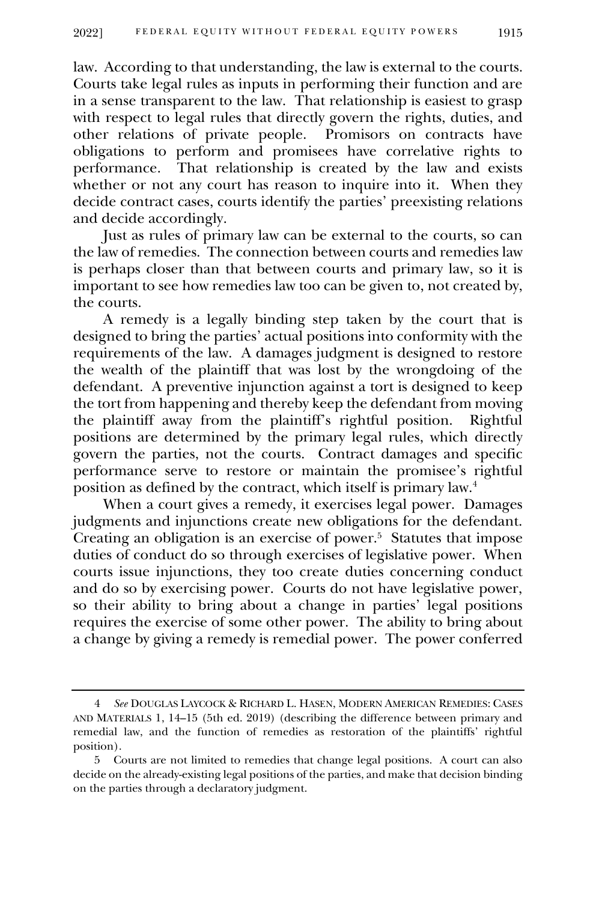law. According to that understanding, the law is external to the courts. Courts take legal rules as inputs in performing their function and are in a sense transparent to the law. That relationship is easiest to grasp with respect to legal rules that directly govern the rights, duties, and other relations of private people. Promisors on contracts have obligations to perform and promisees have correlative rights to performance. That relationship is created by the law and exists whether or not any court has reason to inquire into it. When they decide contract cases, courts identify the parties' preexisting relations and decide accordingly.

Just as rules of primary law can be external to the courts, so can the law of remedies. The connection between courts and remedies law is perhaps closer than that between courts and primary law, so it is important to see how remedies law too can be given to, not created by, the courts.

A remedy is a legally binding step taken by the court that is designed to bring the parties' actual positions into conformity with the requirements of the law. A damages judgment is designed to restore the wealth of the plaintiff that was lost by the wrongdoing of the defendant. A preventive injunction against a tort is designed to keep the tort from happening and thereby keep the defendant from moving the plaintiff away from the plaintiff's rightful position. Rightful positions are determined by the primary legal rules, which directly govern the parties, not the courts. Contract damages and specific performance serve to restore or maintain the promisee's rightful position as defined by the contract, which itself is primary law.[4]

When a court gives a remedy, it exercises legal power. Damages judgments and injunctions create new obligations for the defendant. Creating an obligation is an exercise of power.[5] Statutes that impose duties of conduct do so through exercises of legislative power. When courts issue injunctions, they too create duties concerning conduct and do so by exercising power. Courts do not have legislative power, so their ability to bring about a change in parties' legal positions requires the exercise of some other power. The ability to bring about a change by giving a remedy is remedial power. The power conferred

---

4 *See* DOUGLAS LAYCOCK & RICHARD L. HASEN, MODERN AMERICAN REMEDIES: CASES AND MATERIALS 1, 14–15 (5th ed. 2019) (describing the difference between primary and remedial law, and the function of remedies as restoration of the plaintiffs' rightful position).

5 Courts are not limited to remedies that change legal positions. A court can also decide on the already-existing legal positions of the parties, and make that decision binding on the parties through a declaratory judgment.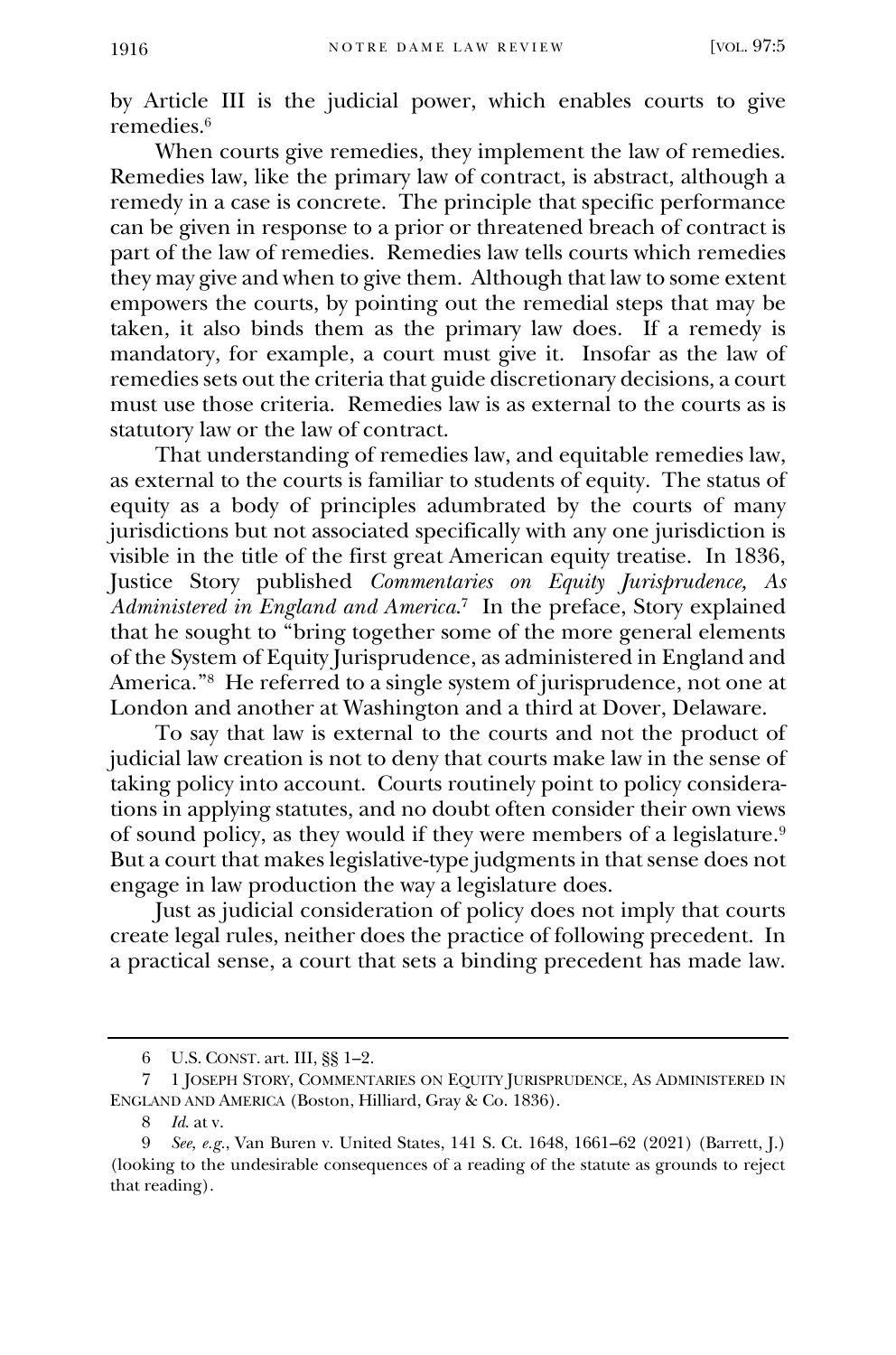by Article III is the judicial power, which enables courts to give remedies.[6]

When courts give remedies, they implement the law of remedies. Remedies law, like the primary law of contract, is abstract, although a remedy in a case is concrete. The principle that specific performance can be given in response to a prior or threatened breach of contract is part of the law of remedies. Remedies law tells courts which remedies they may give and when to give them. Although that law to some extent empowers the courts, by pointing out the remedial steps that may be taken, it also binds them as the primary law does. If a remedy is mandatory, for example, a court must give it. Insofar as the law of remedies sets out the criteria that guide discretionary decisions, a court must use those criteria. Remedies law is as external to the courts as is statutory law or the law of contract.

That understanding of remedies law, and equitable remedies law, as external to the courts is familiar to students of equity. The status of equity as a body of principles adumbrated by the courts of many jurisdictions but not associated specifically with any one jurisdiction is visible in the title of the first great American equity treatise. In 1836, Justice Story published *Commentaries on Equity Jurisprudence, As Administered in England and America*.[7] In the preface, Story explained that he sought to "bring together some of the more general elements of the System of Equity Jurisprudence, as administered in England and America."[8] He referred to a single system of jurisprudence, not one at London and another at Washington and a third at Dover, Delaware.

To say that law is external to the courts and not the product of judicial law creation is not to deny that courts make law in the sense of taking policy into account. Courts routinely point to policy considerations in applying statutes, and no doubt often consider their own views of sound policy, as they would if they were members of a legislature.[9] But a court that makes legislative-type judgments in that sense does not engage in law production the way a legislature does.

Just as judicial consideration of policy does not imply that courts create legal rules, neither does the practice of following precedent. In a practical sense, a court that sets a binding precedent has made law.

---

6 U.S. CONST. art. III, §§ 1–2.

7 1 JOSEPH STORY, COMMENTARIES ON EQUITY JURISPRUDENCE, AS ADMINISTERED IN ENGLAND AND AMERICA (Boston, Hilliard, Gray & Co. 1836).

8 *Id.* at v.

9 *See, e.g.*, Van Buren v. United States, 141 S. Ct. 1648, 1661–62 (2021) (Barrett, J.) (looking to the undesirable consequences of a reading of the statute as grounds to reject that reading).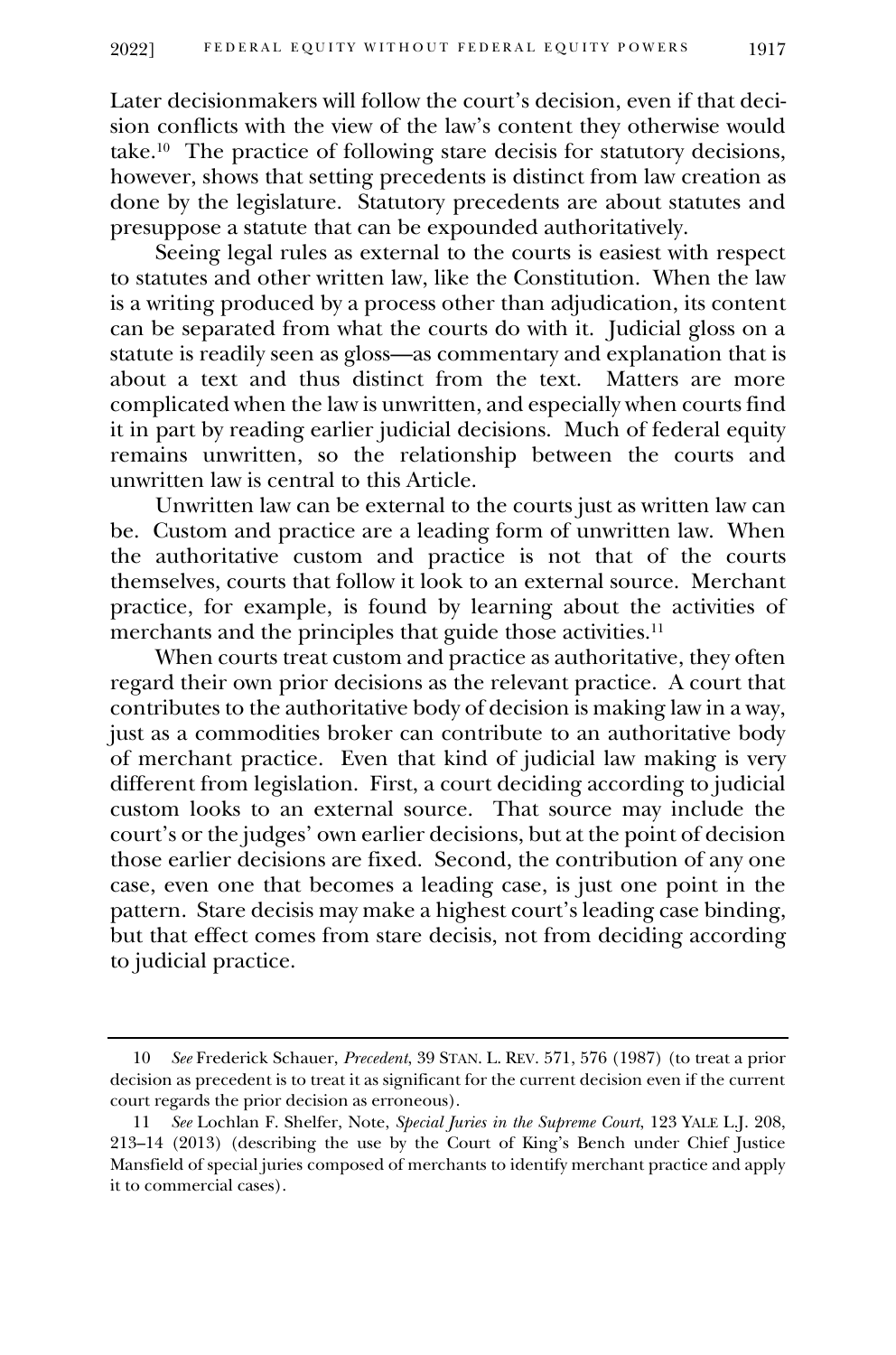Later decisionmakers will follow the court's decision, even if that decision conflicts with the view of the law's content they otherwise would take.[10] The practice of following stare decisis for statutory decisions, however, shows that setting precedents is distinct from law creation as done by the legislature. Statutory precedents are about statutes and presuppose a statute that can be expounded authoritatively.

Seeing legal rules as external to the courts is easiest with respect to statutes and other written law, like the Constitution. When the law is a writing produced by a process other than adjudication, its content can be separated from what the courts do with it. Judicial gloss on a statute is readily seen as gloss—as commentary and explanation that is about a text and thus distinct from the text. Matters are more complicated when the law is unwritten, and especially when courts find it in part by reading earlier judicial decisions. Much of federal equity remains unwritten, so the relationship between the courts and unwritten law is central to this Article.

Unwritten law can be external to the courts just as written law can be. Custom and practice are a leading form of unwritten law. When the authoritative custom and practice is not that of the courts themselves, courts that follow it look to an external source. Merchant practice, for example, is found by learning about the activities of merchants and the principles that guide those activities.[11]

When courts treat custom and practice as authoritative, they often regard their own prior decisions as the relevant practice. A court that contributes to the authoritative body of decision is making law in a way, just as a commodities broker can contribute to an authoritative body of merchant practice. Even that kind of judicial law making is very different from legislation. First, a court deciding according to judicial custom looks to an external source. That source may include the court's or the judges' own earlier decisions, but at the point of decision those earlier decisions are fixed. Second, the contribution of any one case, even one that becomes a leading case, is just one point in the pattern. Stare decisis may make a highest court's leading case binding, but that effect comes from stare decisis, not from deciding according to judicial practice.

---

10 *See* Frederick Schauer, *Precedent*, 39 STAN. L. REV. 571, 576 (1987) (to treat a prior decision as precedent is to treat it as significant for the current decision even if the current court regards the prior decision as erroneous).

11 *See* Lochlan F. Shelfer, Note, *Special Juries in the Supreme Court*, 123 YALE L.J. 208, 213–14 (2013) (describing the use by the Court of King's Bench under Chief Justice Mansfield of special juries composed of merchants to identify merchant practice and apply it to commercial cases).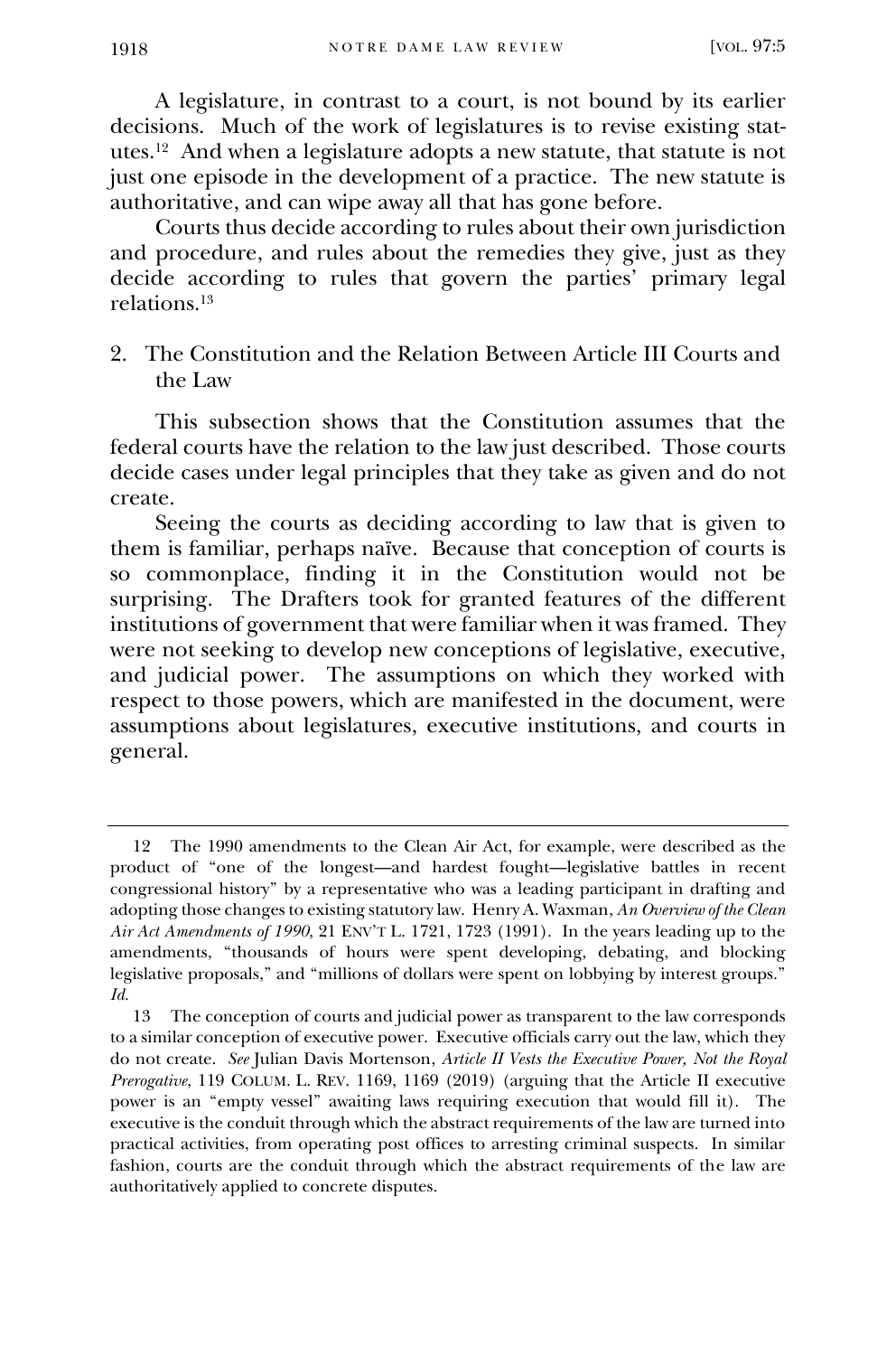A legislature, in contrast to a court, is not bound by its earlier decisions. Much of the work of legislatures is to revise existing statutes.[12] And when a legislature adopts a new statute, that statute is not just one episode in the development of a practice. The new statute is authoritative, and can wipe away all that has gone before.

Courts thus decide according to rules about their own jurisdiction and procedure, and rules about the remedies they give, just as they decide according to rules that govern the parties' primary legal relations.[13]

### 2. The Constitution and the Relation Between Article III Courts and the Law

This subsection shows that the Constitution assumes that the federal courts have the relation to the law just described. Those courts decide cases under legal principles that they take as given and do not create.

Seeing the courts as deciding according to law that is given to them is familiar, perhaps naïve. Because that conception of courts is so commonplace, finding it in the Constitution would not be surprising. The Drafters took for granted features of the different institutions of government that were familiar when it was framed. They were not seeking to develop new conceptions of legislative, executive, and judicial power. The assumptions on which they worked with respect to those powers, which are manifested in the document, were assumptions about legislatures, executive institutions, and courts in general.

---

12 The 1990 amendments to the Clean Air Act, for example, were described as the product of "one of the longest—and hardest fought—legislative battles in recent congressional history" by a representative who was a leading participant in drafting and adopting those changes to existing statutory law. Henry A. Waxman, *An Overview of the Clean Air Act Amendments of 1990*, 21 ENV'T L. 1721, 1723 (1991). In the years leading up to the amendments, "thousands of hours were spent developing, debating, and blocking legislative proposals," and "millions of dollars were spent on lobbying by interest groups." *Id.*

13 The conception of courts and judicial power as transparent to the law corresponds to a similar conception of executive power. Executive officials carry out the law, which they do not create. *See* Julian Davis Mortenson, *Article II Vests the Executive Power, Not the Royal Prerogative*, 119 COLUM. L. REV. 1169, 1169 (2019) (arguing that the Article II executive power is an "empty vessel" awaiting laws requiring execution that would fill it). The executive is the conduit through which the abstract requirements of the law are turned into practical activities, from operating post offices to arresting criminal suspects. In similar fashion, courts are the conduit through which the abstract requirements of the law are authoritatively applied to concrete disputes.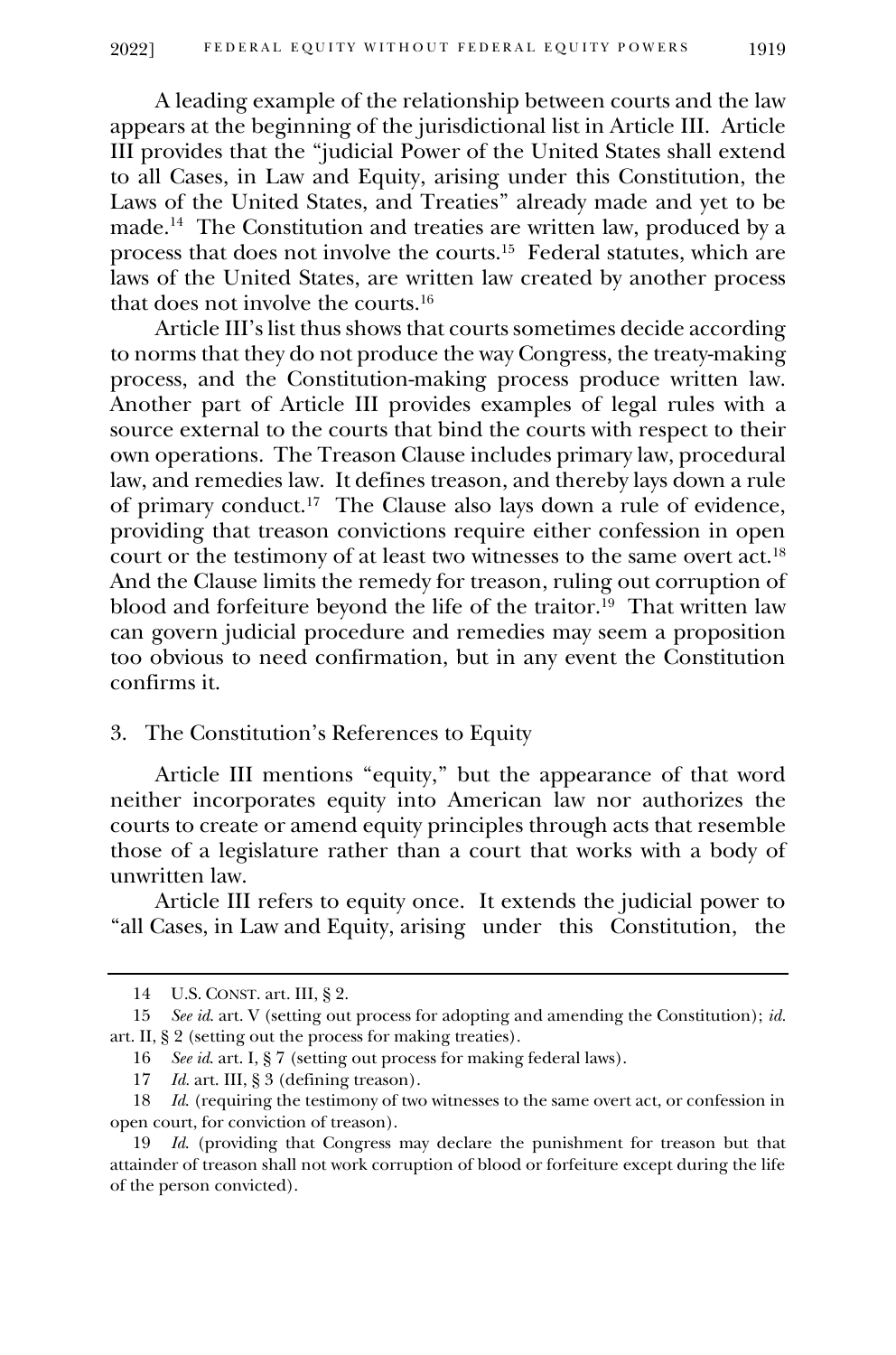A leading example of the relationship between courts and the law appears at the beginning of the jurisdictional list in Article III. Article III provides that the "judicial Power of the United States shall extend to all Cases, in Law and Equity, arising under this Constitution, the Laws of the United States, and Treaties" already made and yet to be made.[14] The Constitution and treaties are written law, produced by a process that does not involve the courts.[15] Federal statutes, which are laws of the United States, are written law created by another process that does not involve the courts.[16]

Article III's list thus shows that courts sometimes decide according to norms that they do not produce the way Congress, the treaty-making process, and the Constitution-making process produce written law. Another part of Article III provides examples of legal rules with a source external to the courts that bind the courts with respect to their own operations. The Treason Clause includes primary law, procedural law, and remedies law. It defines treason, and thereby lays down a rule of primary conduct.[17] The Clause also lays down a rule of evidence, providing that treason convictions require either confession in open court or the testimony of at least two witnesses to the same overt act.[18] And the Clause limits the remedy for treason, ruling out corruption of blood and forfeiture beyond the life of the traitor.[19] That written law can govern judicial procedure and remedies may seem a proposition too obvious to need confirmation, but in any event the Constitution confirms it.

### 3. The Constitution's References to Equity

Article III mentions "equity," but the appearance of that word neither incorporates equity into American law nor authorizes the courts to create or amend equity principles through acts that resemble those of a legislature rather than a court that works with a body of unwritten law.

Article III refers to equity once. It extends the judicial power to "all Cases, in Law and Equity, arising under this Constitution, the

---

14 U.S. CONST. art. III, § 2.

15 *See id.* art. V (setting out process for adopting and amending the Constitution); *id.* art. II, § 2 (setting out the process for making treaties).

16 *See id.* art. I, § 7 (setting out process for making federal laws).

17 *Id.* art. III, § 3 (defining treason).

18 *Id.* (requiring the testimony of two witnesses to the same overt act, or confession in open court, for conviction of treason).

19 *Id.* (providing that Congress may declare the punishment for treason but that attainder of treason shall not work corruption of blood or forfeiture except during the life of the person convicted).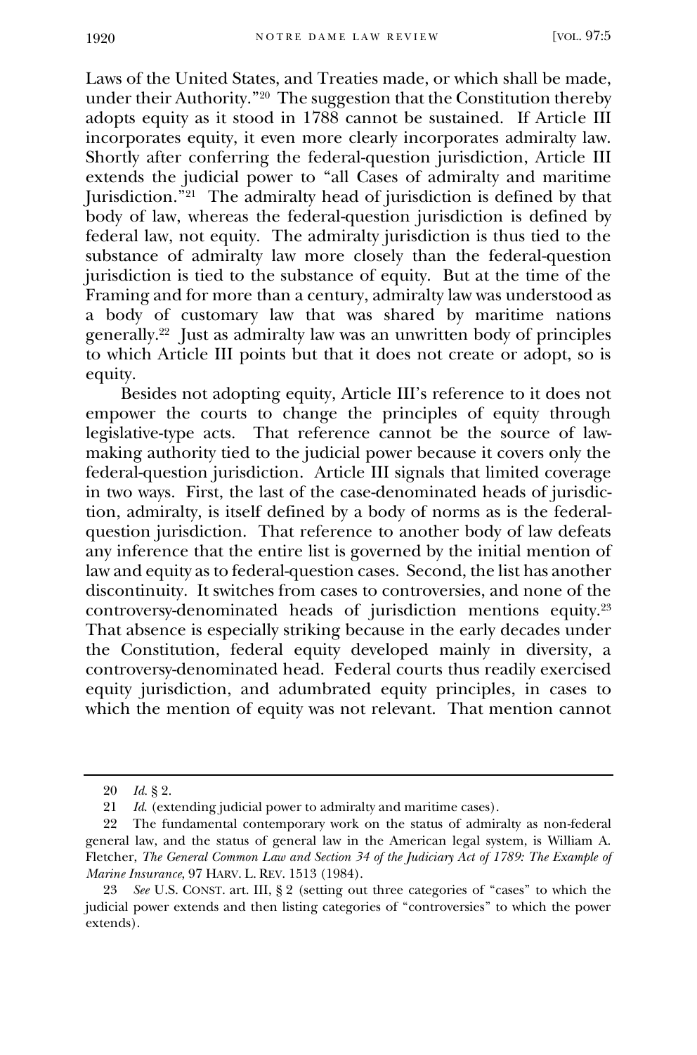Laws of the United States, and Treaties made, or which shall be made, under their Authority."[20] The suggestion that the Constitution thereby adopts equity as it stood in 1788 cannot be sustained. If Article III incorporates equity, it even more clearly incorporates admiralty law. Shortly after conferring the federal-question jurisdiction, Article III extends the judicial power to "all Cases of admiralty and maritime Jurisdiction."[21] The admiralty head of jurisdiction is defined by that body of law, whereas the federal-question jurisdiction is defined by federal law, not equity. The admiralty jurisdiction is thus tied to the substance of admiralty law more closely than the federal-question jurisdiction is tied to the substance of equity. But at the time of the Framing and for more than a century, admiralty law was understood as a body of customary law that was shared by maritime nations generally.[22] Just as admiralty law was an unwritten body of principles to which Article III points but that it does not create or adopt, so is equity.

Besides not adopting equity, Article III's reference to it does not empower the courts to change the principles of equity through legislative-type acts. That reference cannot be the source of law-making authority tied to the judicial power because it covers only the federal-question jurisdiction. Article III signals that limited coverage in two ways. First, the last of the case-denominated heads of jurisdiction, admiralty, is itself defined by a body of norms as is the federal-question jurisdiction. That reference to another body of law defeats any inference that the entire list is governed by the initial mention of law and equity as to federal-question cases. Second, the list has another discontinuity. It switches from cases to controversies, and none of the controversy-denominated heads of jurisdiction mentions equity.[23] That absence is especially striking because in the early decades under the Constitution, federal equity developed mainly in diversity, a controversy-denominated head. Federal courts thus readily exercised equity jurisdiction, and adumbrated equity principles, in cases to which the mention of equity was not relevant. That mention cannot

---

20 *Id.* § 2.

21 *Id.* (extending judicial power to admiralty and maritime cases).

22 The fundamental contemporary work on the status of admiralty as non-federal general law, and the status of general law in the American legal system, is William A. Fletcher, *The General Common Law and Section 34 of the Judiciary Act of 1789: The Example of Marine Insurance*, 97 HARV. L. REV. 1513 (1984).

23 *See* U.S. CONST. art. III, § 2 (setting out three categories of "cases" to which the judicial power extends and then listing categories of "controversies" to which the power extends).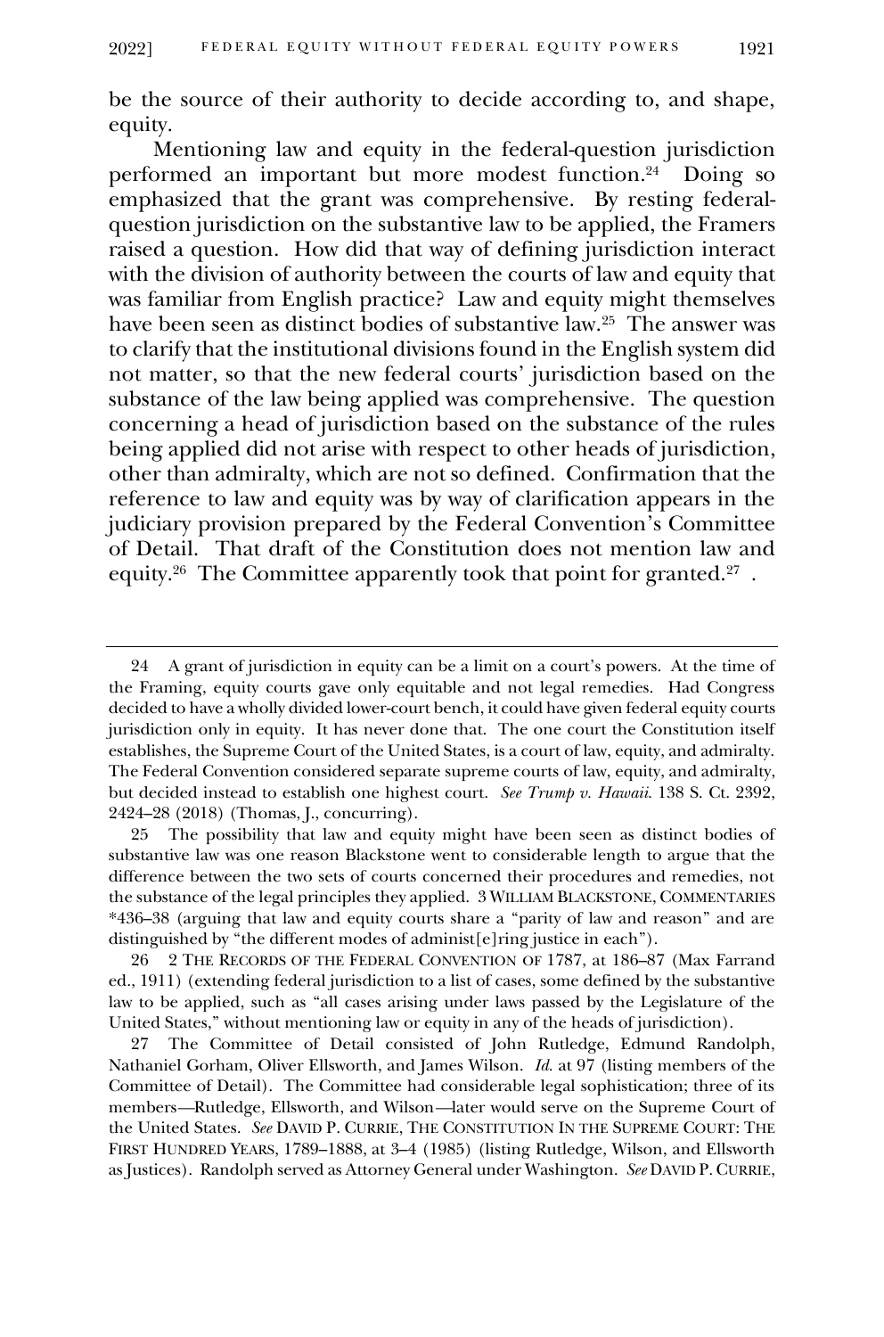be the source of their authority to decide according to, and shape, equity.

Mentioning law and equity in the federal-question jurisdiction performed an important but more modest function.[24] Doing so emphasized that the grant was comprehensive. By resting federal-question jurisdiction on the substantive law to be applied, the Framers raised a question. How did that way of defining jurisdiction interact with the division of authority between the courts of law and equity that was familiar from English practice? Law and equity might themselves have been seen as distinct bodies of substantive law.[25] The answer was to clarify that the institutional divisions found in the English system did not matter, so that the new federal courts' jurisdiction based on the substance of the law being applied was comprehensive. The question concerning a head of jurisdiction based on the substance of the rules being applied did not arise with respect to other heads of jurisdiction, other than admiralty, which are not so defined. Confirmation that the reference to law and equity was by way of clarification appears in the judiciary provision prepared by the Federal Convention's Committee of Detail. That draft of the Constitution does not mention law and equity.[26] The Committee apparently took that point for granted.[27] .

---

24 A grant of jurisdiction in equity can be a limit on a court's powers. At the time of the Framing, equity courts gave only equitable and not legal remedies. Had Congress decided to have a wholly divided lower-court bench, it could have given federal equity courts jurisdiction only in equity. It has never done that. The one court the Constitution itself establishes, the Supreme Court of the United States, is a court of law, equity, and admiralty. The Federal Convention considered separate supreme courts of law, equity, and admiralty, but decided instead to establish one highest court. *See Trump v. Hawaii*. 138 S. Ct. 2392, 2424–28 (2018) (Thomas, J., concurring).

25 The possibility that law and equity might have been seen as distinct bodies of substantive law was one reason Blackstone went to considerable length to argue that the difference between the two sets of courts concerned their procedures and remedies, not the substance of the legal principles they applied. 3 WILLIAM BLACKSTONE, COMMENTARIES *436–38 (arguing that law and equity courts share a "parity of law and reason" and are distinguished by "the different modes of administ[e]ring justice in each").

26 2 THE RECORDS OF THE FEDERAL CONVENTION OF 1787, at 186–87 (Max Farrand ed., 1911) (extending federal jurisdiction to a list of cases, some defined by the substantive law to be applied, such as "all cases arising under laws passed by the Legislature of the United States," without mentioning law or equity in any of the heads of jurisdiction).

27 The Committee of Detail consisted of John Rutledge, Edmund Randolph, Nathaniel Gorham, Oliver Ellsworth, and James Wilson. *Id.* at 97 (listing members of the Committee of Detail). The Committee had considerable legal sophistication; three of its members—Rutledge, Ellsworth, and Wilson—later would serve on the Supreme Court of the United States. *See* DAVID P. CURRIE, THE CONSTITUTION IN THE SUPREME COURT: THE FIRST HUNDRED YEARS, 1789–1888, at 3–4 (1985) (listing Rutledge, Wilson, and Ellsworth as Justices). Randolph served as Attorney General under Washington. *See* DAVID P. CURRIE,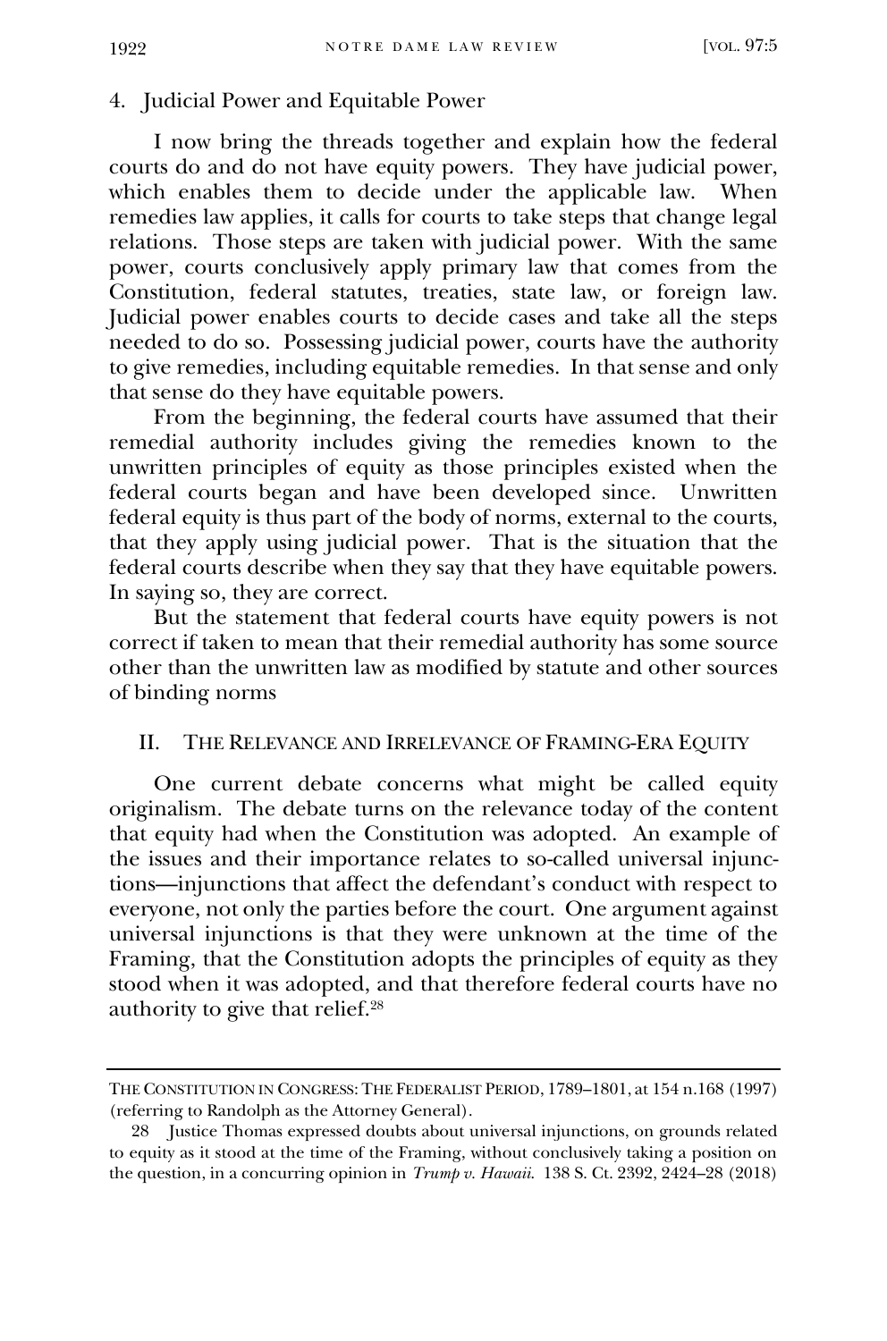### 4. Judicial Power and Equitable Power

I now bring the threads together and explain how the federal courts do and do not have equity powers. They have judicial power, which enables them to decide under the applicable law. When remedies law applies, it calls for courts to take steps that change legal relations. Those steps are taken with judicial power. With the same power, courts conclusively apply primary law that comes from the Constitution, federal statutes, treaties, state law, or foreign law. Judicial power enables courts to decide cases and take all the steps needed to do so. Possessing judicial power, courts have the authority to give remedies, including equitable remedies. In that sense and only that sense do they have equitable powers.

From the beginning, the federal courts have assumed that their remedial authority includes giving the remedies known to the unwritten principles of equity as those principles existed when the federal courts began and have been developed since. Unwritten federal equity is thus part of the body of norms, external to the courts, that they apply using judicial power. That is the situation that the federal courts describe when they say that they have equitable powers. In saying so, they are correct.

But the statement that federal courts have equity powers is not correct if taken to mean that their remedial authority has some source other than the unwritten law as modified by statute and other sources of binding norms

## II. THE RELEVANCE AND IRRELEVANCE OF FRAMING-ERA EQUITY

One current debate concerns what might be called equity originalism. The debate turns on the relevance today of the content that equity had when the Constitution was adopted. An example of the issues and their importance relates to so-called universal injunctions—injunctions that affect the defendant's conduct with respect to everyone, not only the parties before the court. One argument against universal injunctions is that they were unknown at the time of the Framing, that the Constitution adopts the principles of equity as they stood when it was adopted, and that therefore federal courts have no authority to give that relief.[28]

---

THE CONSTITUTION IN CONGRESS: THE FEDERALIST PERIOD, 1789–1801, at 154 n.168 (1997) (referring to Randolph as the Attorney General).

28 Justice Thomas expressed doubts about universal injunctions, on grounds related to equity as it stood at the time of the Framing, without conclusively taking a position on the question, in a concurring opinion in *Trump v. Hawaii*. 138 S. Ct. 2392, 2424–28 (2018)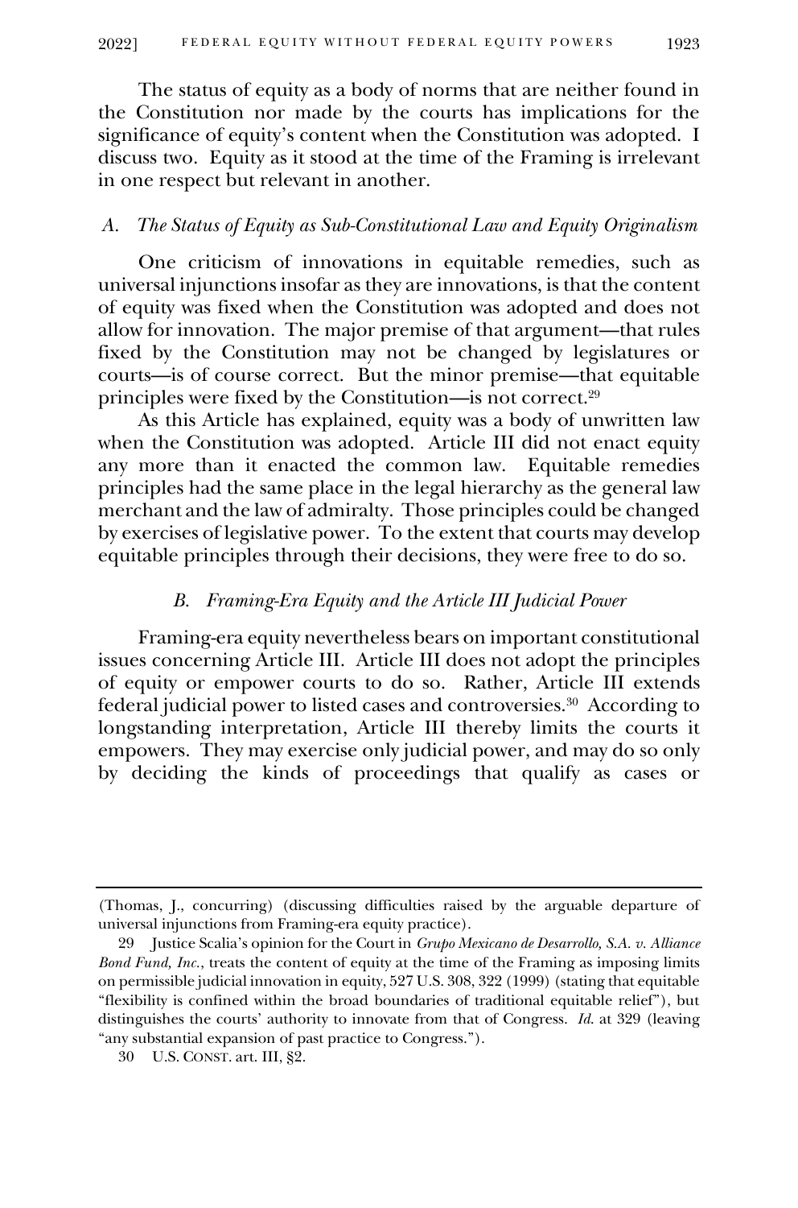The status of equity as a body of norms that are neither found in the Constitution nor made by the courts has implications for the significance of equity's content when the Constitution was adopted. I discuss two. Equity as it stood at the time of the Framing is irrelevant in one respect but relevant in another.

### *A. The Status of Equity as Sub-Constitutional Law and Equity Originalism*

One criticism of innovations in equitable remedies, such as universal injunctions insofar as they are innovations, is that the content of equity was fixed when the Constitution was adopted and does not allow for innovation. The major premise of that argument—that rules fixed by the Constitution may not be changed by legislatures or courts—is of course correct. But the minor premise—that equitable principles were fixed by the Constitution—is not correct.[29]

As this Article has explained, equity was a body of unwritten law when the Constitution was adopted. Article III did not enact equity any more than it enacted the common law. Equitable remedies principles had the same place in the legal hierarchy as the general law merchant and the law of admiralty. Those principles could be changed by exercises of legislative power. To the extent that courts may develop equitable principles through their decisions, they were free to do so.

### *B. Framing-Era Equity and the Article III Judicial Power*

Framing-era equity nevertheless bears on important constitutional issues concerning Article III. Article III does not adopt the principles of equity or empower courts to do so. Rather, Article III extends federal judicial power to listed cases and controversies.[30] According to longstanding interpretation, Article III thereby limits the courts it empowers. They may exercise only judicial power, and may do so only by deciding the kinds of proceedings that qualify as cases or

---

(Thomas, J., concurring) (discussing difficulties raised by the arguable departure of universal injunctions from Framing-era equity practice).

29 Justice Scalia's opinion for the Court in *Grupo Mexicano de Desarrollo, S.A. v. Alliance Bond Fund, Inc.*, treats the content of equity at the time of the Framing as imposing limits on permissible judicial innovation in equity, 527 U.S. 308, 322 (1999) (stating that equitable "flexibility is confined within the broad boundaries of traditional equitable relief"), but distinguishes the courts' authority to innovate from that of Congress. *Id.* at 329 (leaving "any substantial expansion of past practice to Congress.").

30 U.S. CONST. art. III, §2.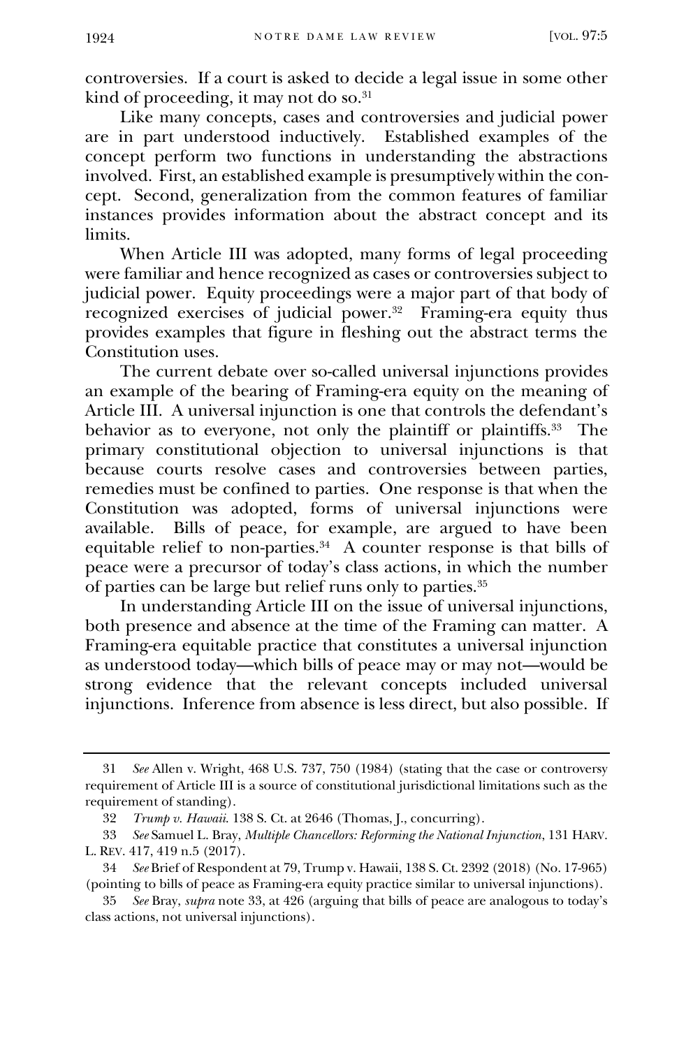controversies. If a court is asked to decide a legal issue in some other kind of proceeding, it may not do so.[31]

Like many concepts, cases and controversies and judicial power are in part understood inductively. Established examples of the concept perform two functions in understanding the abstractions involved. First, an established example is presumptively within the concept. Second, generalization from the common features of familiar instances provides information about the abstract concept and its limits.

When Article III was adopted, many forms of legal proceeding were familiar and hence recognized as cases or controversies subject to judicial power. Equity proceedings were a major part of that body of recognized exercises of judicial power.[32] Framing-era equity thus provides examples that figure in fleshing out the abstract terms the Constitution uses.

The current debate over so-called universal injunctions provides an example of the bearing of Framing-era equity on the meaning of Article III. A universal injunction is one that controls the defendant's behavior as to everyone, not only the plaintiff or plaintiffs.[33] The primary constitutional objection to universal injunctions is that because courts resolve cases and controversies between parties, remedies must be confined to parties. One response is that when the Constitution was adopted, forms of universal injunctions were available. Bills of peace, for example, are argued to have been equitable relief to non-parties.[34] A counter response is that bills of peace were a precursor of today's class actions, in which the number of parties can be large but relief runs only to parties.[35]

In understanding Article III on the issue of universal injunctions, both presence and absence at the time of the Framing can matter. A Framing-era equitable practice that constitutes a universal injunction as understood today—which bills of peace may or may not—would be strong evidence that the relevant concepts included universal injunctions. Inference from absence is less direct, but also possible. If

---

31 *See* Allen v. Wright, 468 U.S. 737, 750 (1984) (stating that the case or controversy requirement of Article III is a source of constitutional jurisdictional limitations such as the requirement of standing).

32 *Trump v. Hawaii*. 138 S. Ct. at 2646 (Thomas, J., concurring).

33 *See* Samuel L. Bray, *Multiple Chancellors: Reforming the National Injunction*, 131 HARV. L. REV. 417, 419 n.5 (2017).

34 *See* Brief of Respondent at 79, Trump v. Hawaii, 138 S. Ct. 2392 (2018) (No. 17-965) (pointing to bills of peace as Framing-era equity practice similar to universal injunctions).

35 *See* Bray, *supra* note 33, at 426 (arguing that bills of peace are analogous to today's class actions, not universal injunctions).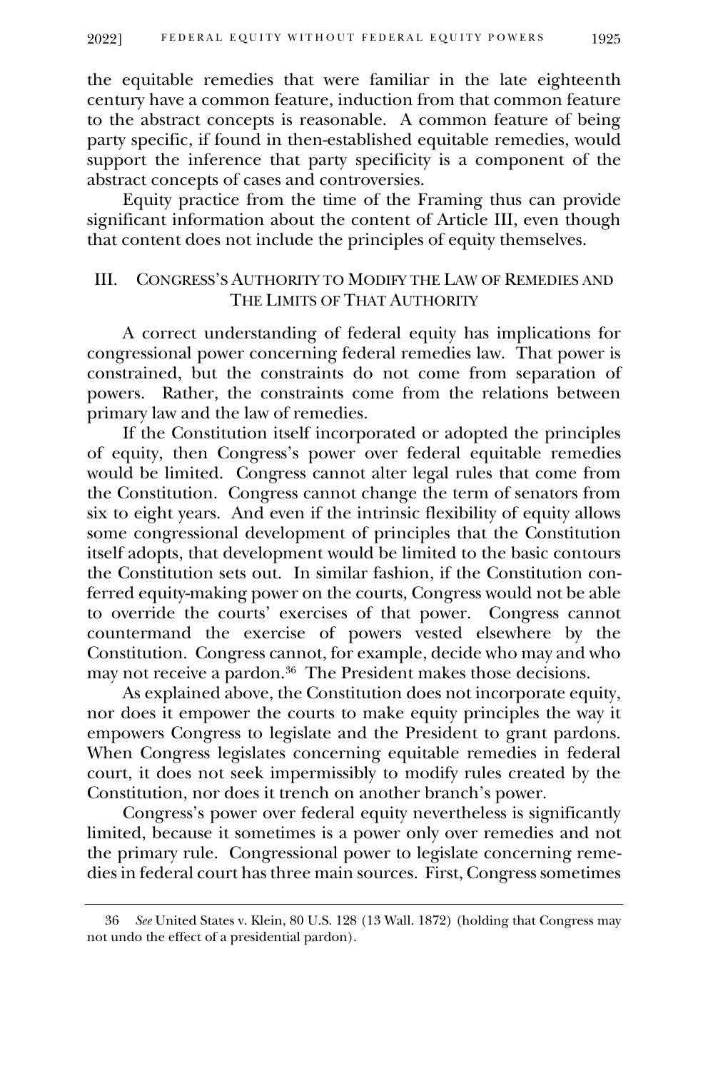the equitable remedies that were familiar in the late eighteenth century have a common feature, induction from that common feature to the abstract concepts is reasonable. A common feature of being party specific, if found in then-established equitable remedies, would support the inference that party specificity is a component of the abstract concepts of cases and controversies.

Equity practice from the time of the Framing thus can provide significant information about the content of Article III, even though that content does not include the principles of equity themselves.

## III. Congress's Authority to Modify the Law of Remedies and the Limits of That Authority

A correct understanding of federal equity has implications for congressional power concerning federal remedies law. That power is constrained, but the constraints do not come from separation of powers. Rather, the constraints come from the relations between primary law and the law of remedies.

If the Constitution itself incorporated or adopted the principles of equity, then Congress's power over federal equitable remedies would be limited. Congress cannot alter legal rules that come from the Constitution. Congress cannot change the term of senators from six to eight years. And even if the intrinsic flexibility of equity allows some congressional development of principles that the Constitution itself adopts, that development would be limited to the basic contours the Constitution sets out. In similar fashion, if the Constitution conferred equity-making power on the courts, Congress would not be able to override the courts' exercises of that power. Congress cannot countermand the exercise of powers vested elsewhere by the Constitution. Congress cannot, for example, decide who may and who may not receive a pardon.[36] The President makes those decisions.

As explained above, the Constitution does not incorporate equity, nor does it empower the courts to make equity principles the way it empowers Congress to legislate and the President to grant pardons. When Congress legislates concerning equitable remedies in federal court, it does not seek impermissibly to modify rules created by the Constitution, nor does it trench on another branch's power.

Congress's power over federal equity nevertheless is significantly limited, because it sometimes is a power only over remedies and not the primary rule. Congressional power to legislate concerning remedies in federal court has three main sources. First, Congress sometimes

---

36 *See* United States v. Klein, 80 U.S. 128 (13 Wall. 1872) (holding that Congress may not undo the effect of a presidential pardon).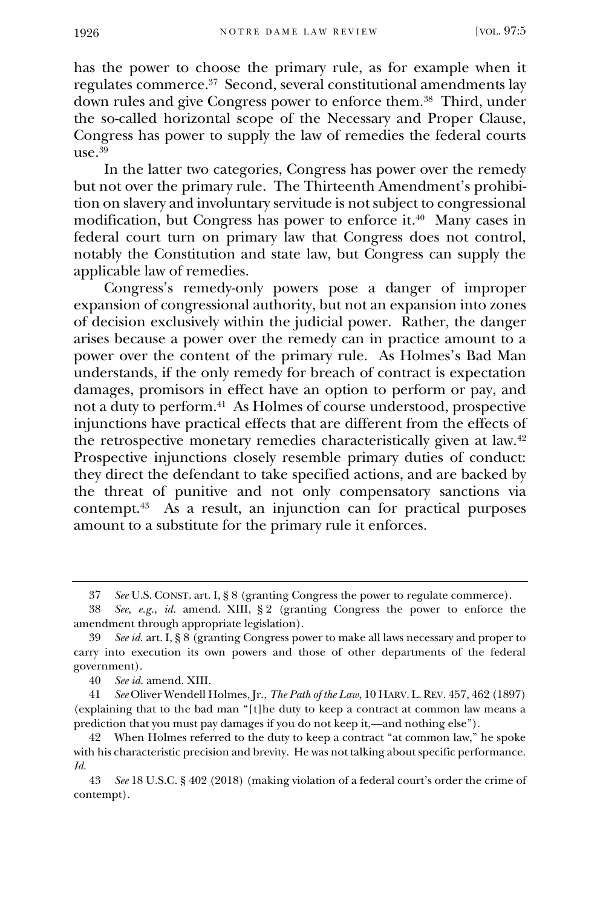has the power to choose the primary rule, as for example when it regulates commerce.[37] Second, several constitutional amendments lay down rules and give Congress power to enforce them.[38] Third, under the so-called horizontal scope of the Necessary and Proper Clause, Congress has power to supply the law of remedies the federal courts use.[39]

In the latter two categories, Congress has power over the remedy but not over the primary rule. The Thirteenth Amendment's prohibition on slavery and involuntary servitude is not subject to congressional modification, but Congress has power to enforce it.[40] Many cases in federal court turn on primary law that Congress does not control, notably the Constitution and state law, but Congress can supply the applicable law of remedies.

Congress's remedy-only powers pose a danger of improper expansion of congressional authority, but not an expansion into zones of decision exclusively within the judicial power. Rather, the danger arises because a power over the remedy can in practice amount to a power over the content of the primary rule. As Holmes's Bad Man understands, if the only remedy for breach of contract is expectation damages, promisors in effect have an option to perform or pay, and not a duty to perform.[41] As Holmes of course understood, prospective injunctions have practical effects that are different from the effects of the retrospective monetary remedies characteristically given at law.[42] Prospective injunctions closely resemble primary duties of conduct: they direct the defendant to take specified actions, and are backed by the threat of punitive and not only compensatory sanctions via contempt.[43] As a result, an injunction can for practical purposes amount to a substitute for the primary rule it enforces.

---

37 *See* U.S. CONST. art. I, § 8 (granting Congress the power to regulate commerce).

38 *See, e.g.*, *id.* amend. XIII, § 2 (granting Congress the power to enforce the amendment through appropriate legislation).

39 *See id.* art. I, § 8 (granting Congress power to make all laws necessary and proper to carry into execution its own powers and those of other departments of the federal government).

40 *See id.* amend. XIII.

41 *See* Oliver Wendell Holmes, Jr., *The Path of the Law*, 10 HARV. L. REV. 457, 462 (1897) (explaining that to the bad man "[t]he duty to keep a contract at common law means a prediction that you must pay damages if you do not keep it,—and nothing else").

42 When Holmes referred to the duty to keep a contract "at common law," he spoke with his characteristic precision and brevity. He was not talking about specific performance. *Id.*

43 *See* 18 U.S.C. § 402 (2018) (making violation of a federal court's order the crime of contempt).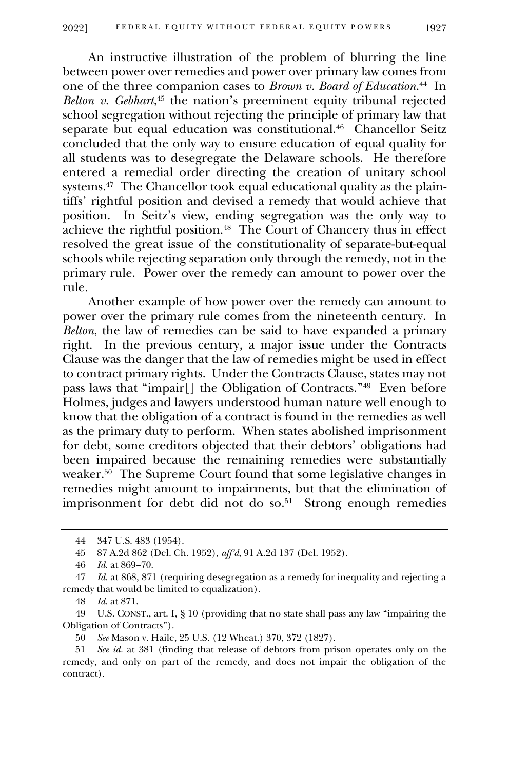An instructive illustration of the problem of blurring the line between power over remedies and power over primary law comes from one of the three companion cases to *Brown v. Board of Education*.[44] In *Belton v. Gebhart*,[45] the nation's preeminent equity tribunal rejected school segregation without rejecting the principle of primary law that separate but equal education was constitutional.[46] Chancellor Seitz concluded that the only way to ensure education of equal quality for all students was to desegregate the Delaware schools. He therefore entered a remedial order directing the creation of unitary school systems.[47] The Chancellor took equal educational quality as the plaintiffs' rightful position and devised a remedy that would achieve that position. In Seitz's view, ending segregation was the only way to achieve the rightful position.[48] The Court of Chancery thus in effect resolved the great issue of the constitutionality of separate-but-equal schools while rejecting separation only through the remedy, not in the primary rule. Power over the remedy can amount to power over the rule.

Another example of how power over the remedy can amount to power over the primary rule comes from the nineteenth century. In *Belton*, the law of remedies can be said to have expanded a primary right. In the previous century, a major issue under the Contracts Clause was the danger that the law of remedies might be used in effect to contract primary rights. Under the Contracts Clause, states may not pass laws that "impair[] the Obligation of Contracts."[49] Even before Holmes, judges and lawyers understood human nature well enough to know that the obligation of a contract is found in the remedies as well as the primary duty to perform. When states abolished imprisonment for debt, some creditors objected that their debtors' obligations had been impaired because the remaining remedies were substantially weaker.[50] The Supreme Court found that some legislative changes in remedies might amount to impairments, but that the elimination of imprisonment for debt did not do so.[51] Strong enough remedies

---

44 347 U.S. 483 (1954).

45 87 A.2d 862 (Del. Ch. 1952), *aff'd*, 91 A.2d 137 (Del. 1952).

46 *Id.* at 869–70.

47 *Id.* at 868, 871 (requiring desegregation as a remedy for inequality and rejecting a remedy that would be limited to equalization).

48 *Id.* at 871.

49 U.S. CONST., art. I, § 10 (providing that no state shall pass any law "impairing the Obligation of Contracts").

50 *See* Mason v. Haile, 25 U.S. (12 Wheat.) 370, 372 (1827).

51 *See id.* at 381 (finding that release of debtors from prison operates only on the remedy, and only on part of the remedy, and does not impair the obligation of the contract).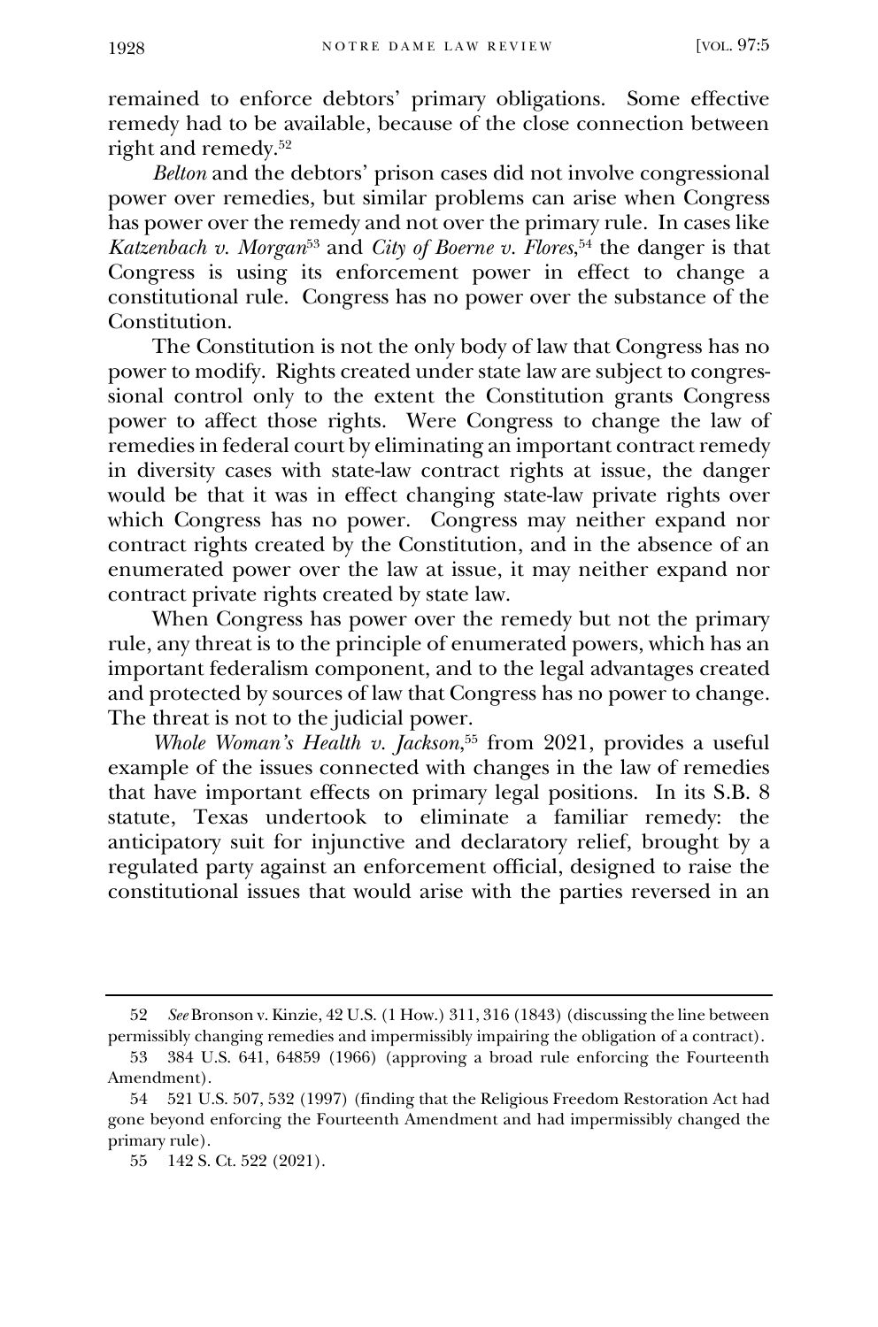remained to enforce debtors' primary obligations. Some effective remedy had to be available, because of the close connection between right and remedy.[52]

*Belton* and the debtors' prison cases did not involve congressional power over remedies, but similar problems can arise when Congress has power over the remedy and not over the primary rule. In cases like *Katzenbach v. Morgan*[53] and *City of Boerne v. Flores*,[54] the danger is that Congress is using its enforcement power in effect to change a constitutional rule. Congress has no power over the substance of the Constitution.

The Constitution is not the only body of law that Congress has no power to modify. Rights created under state law are subject to congressional control only to the extent the Constitution grants Congress power to affect those rights. Were Congress to change the law of remedies in federal court by eliminating an important contract remedy in diversity cases with state-law contract rights at issue, the danger would be that it was in effect changing state-law private rights over which Congress has no power. Congress may neither expand nor contract rights created by the Constitution, and in the absence of an enumerated power over the law at issue, it may neither expand nor contract private rights created by state law.

When Congress has power over the remedy but not the primary rule, any threat is to the principle of enumerated powers, which has an important federalism component, and to the legal advantages created and protected by sources of law that Congress has no power to change. The threat is not to the judicial power.

*Whole Woman's Health v. Jackson*,[55] from 2021, provides a useful example of the issues connected with changes in the law of remedies that have important effects on primary legal positions. In its S.B. 8 statute, Texas undertook to eliminate a familiar remedy: the anticipatory suit for injunctive and declaratory relief, brought by a regulated party against an enforcement official, designed to raise the constitutional issues that would arise with the parties reversed in an

---

52 *See* Bronson v. Kinzie, 42 U.S. (1 How.) 311, 316 (1843) (discussing the line between permissibly changing remedies and impermissibly impairing the obligation of a contract).

53 384 U.S. 641, 64859 (1966) (approving a broad rule enforcing the Fourteenth Amendment).

54 521 U.S. 507, 532 (1997) (finding that the Religious Freedom Restoration Act had gone beyond enforcing the Fourteenth Amendment and had impermissibly changed the primary rule).

55 142 S. Ct. 522 (2021).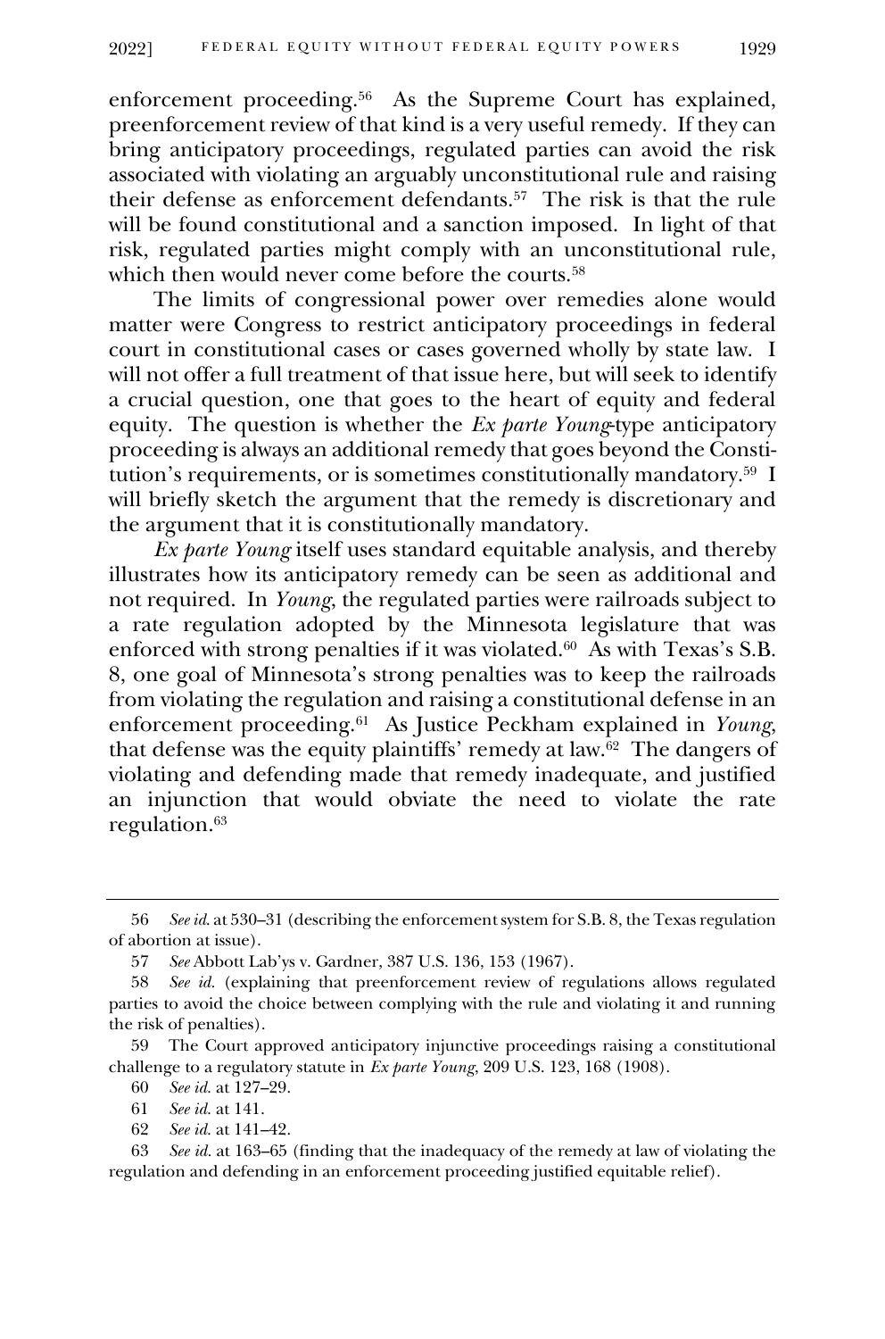enforcement proceeding.[56] As the Supreme Court has explained, preenforcement review of that kind is a very useful remedy. If they can bring anticipatory proceedings, regulated parties can avoid the risk associated with violating an arguably unconstitutional rule and raising their defense as enforcement defendants.[57] The risk is that the rule will be found constitutional and a sanction imposed. In light of that risk, regulated parties might comply with an unconstitutional rule, which then would never come before the courts.[58]

The limits of congressional power over remedies alone would matter were Congress to restrict anticipatory proceedings in federal court in constitutional cases or cases governed wholly by state law. I will not offer a full treatment of that issue here, but will seek to identify a crucial question, one that goes to the heart of equity and federal equity. The question is whether the *Ex parte Young*-type anticipatory proceeding is always an additional remedy that goes beyond the Constitution's requirements, or is sometimes constitutionally mandatory.[59] I will briefly sketch the argument that the remedy is discretionary and the argument that it is constitutionally mandatory.

*Ex parte Young* itself uses standard equitable analysis, and thereby illustrates how its anticipatory remedy can be seen as additional and not required. In *Young*, the regulated parties were railroads subject to a rate regulation adopted by the Minnesota legislature that was enforced with strong penalties if it was violated.[60] As with Texas's S.B. 8, one goal of Minnesota's strong penalties was to keep the railroads from violating the regulation and raising a constitutional defense in an enforcement proceeding.[61] As Justice Peckham explained in *Young*, that defense was the equity plaintiffs' remedy at law.[62] The dangers of violating and defending made that remedy inadequate, and justified an injunction that would obviate the need to violate the rate regulation.[63]

---

56 *See id.* at 530–31 (describing the enforcement system for S.B. 8, the Texas regulation of abortion at issue).

57 *See* Abbott Lab'ys v. Gardner, 387 U.S. 136, 153 (1967).

58 *See id.* (explaining that preenforcement review of regulations allows regulated parties to avoid the choice between complying with the rule and violating it and running the risk of penalties).

59 The Court approved anticipatory injunctive proceedings raising a constitutional challenge to a regulatory statute in *Ex parte Young*, 209 U.S. 123, 168 (1908).

60 *See id.* at 127–29.

61 *See id.* at 141.

62 *See id.* at 141–42.

63 *See id.* at 163–65 (finding that the inadequacy of the remedy at law of violating the regulation and defending in an enforcement proceeding justified equitable relief).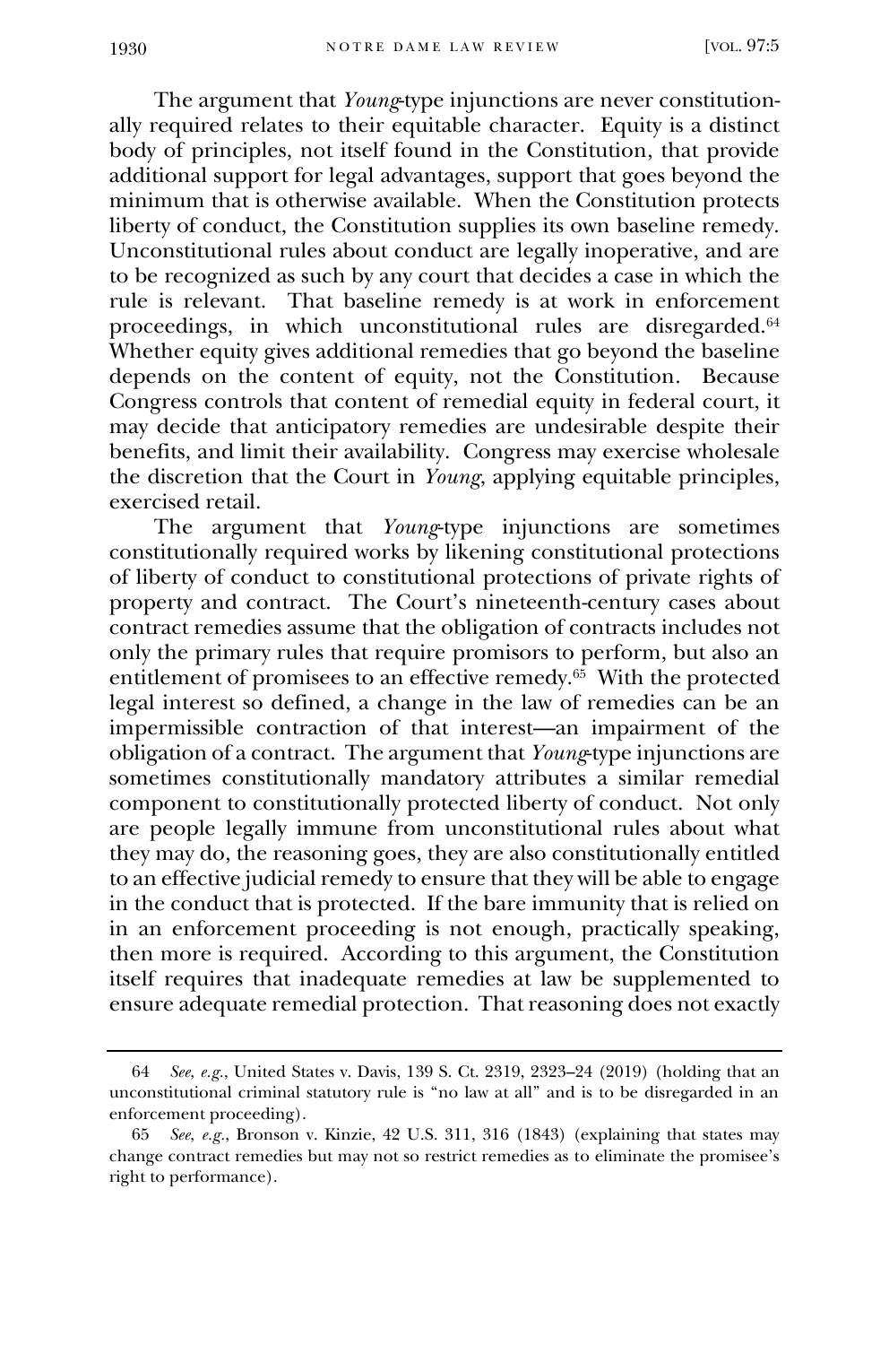The argument that *Young*-type injunctions are never constitutionally required relates to their equitable character. Equity is a distinct body of principles, not itself found in the Constitution, that provide additional support for legal advantages, support that goes beyond the minimum that is otherwise available. When the Constitution protects liberty of conduct, the Constitution supplies its own baseline remedy. Unconstitutional rules about conduct are legally inoperative, and are to be recognized as such by any court that decides a case in which the rule is relevant. That baseline remedy is at work in enforcement proceedings, in which unconstitutional rules are disregarded.[64] Whether equity gives additional remedies that go beyond the baseline depends on the content of equity, not the Constitution. Because Congress controls that content of remedial equity in federal court, it may decide that anticipatory remedies are undesirable despite their benefits, and limit their availability. Congress may exercise wholesale the discretion that the Court in *Young*, applying equitable principles, exercised retail.

The argument that *Young*-type injunctions are sometimes constitutionally required works by likening constitutional protections of liberty of conduct to constitutional protections of private rights of property and contract. The Court's nineteenth-century cases about contract remedies assume that the obligation of contracts includes not only the primary rules that require promisors to perform, but also an entitlement of promisees to an effective remedy.[65] With the protected legal interest so defined, a change in the law of remedies can be an impermissible contraction of that interest—an impairment of the obligation of a contract. The argument that *Young*-type injunctions are sometimes constitutionally mandatory attributes a similar remedial component to constitutionally protected liberty of conduct. Not only are people legally immune from unconstitutional rules about what they may do, the reasoning goes, they are also constitutionally entitled to an effective judicial remedy to ensure that they will be able to engage in the conduct that is protected. If the bare immunity that is relied on in an enforcement proceeding is not enough, practically speaking, then more is required. According to this argument, the Constitution itself requires that inadequate remedies at law be supplemented to ensure adequate remedial protection. That reasoning does not exactly

---

64 *See, e.g.*, United States v. Davis, 139 S. Ct. 2319, 2323–24 (2019) (holding that an unconstitutional criminal statutory rule is "no law at all" and is to be disregarded in an enforcement proceeding).

65 *See, e.g.*, Bronson v. Kinzie, 42 U.S. 311, 316 (1843) (explaining that states may change contract remedies but may not so restrict remedies as to eliminate the promisee's right to performance).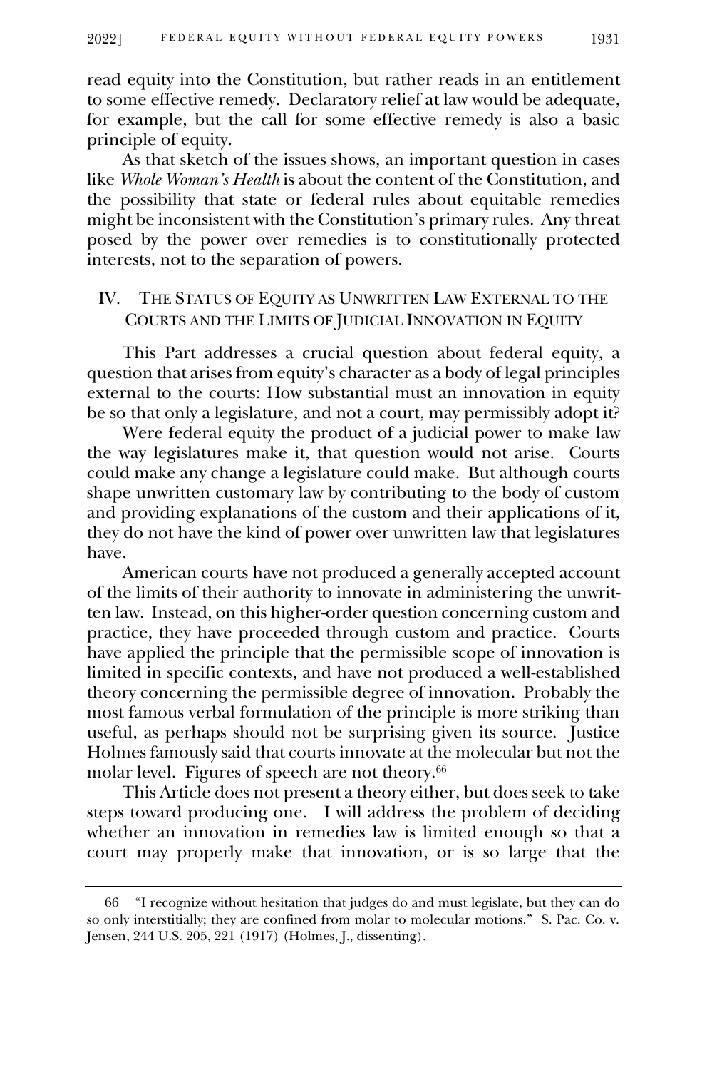read equity into the Constitution, but rather reads in an entitlement to some effective remedy. Declaratory relief at law would be adequate, for example, but the call for some effective remedy is also a basic principle of equity.

As that sketch of the issues shows, an important question in cases like *Whole Woman's Health* is about the content of the Constitution, and the possibility that state or federal rules about equitable remedies might be inconsistent with the Constitution's primary rules. Any threat posed by the power over remedies is to constitutionally protected interests, not to the separation of powers.

## IV. The Status of Equity as Unwritten Law External to the Courts and the Limits of Judicial Innovation in Equity

This Part addresses a crucial question about federal equity, a question that arises from equity's character as a body of legal principles external to the courts: How substantial must an innovation in equity be so that only a legislature, and not a court, may permissibly adopt it?

Were federal equity the product of a judicial power to make law the way legislatures make it, that question would not arise. Courts could make any change a legislature could make. But although courts shape unwritten customary law by contributing to the body of custom and providing explanations of the custom and their applications of it, they do not have the kind of power over unwritten law that legislatures have.

American courts have not produced a generally accepted account of the limits of their authority to innovate in administering the unwritten law. Instead, on this higher-order question concerning custom and practice, they have proceeded through custom and practice. Courts have applied the principle that the permissible scope of innovation is limited in specific contexts, and have not produced a well-established theory concerning the permissible degree of innovation. Probably the most famous verbal formulation of the principle is more striking than useful, as perhaps should not be surprising given its source. Justice Holmes famously said that courts innovate at the molecular but not the molar level. Figures of speech are not theory.[66]

This Article does not present a theory either, but does seek to take steps toward producing one. I will address the problem of deciding whether an innovation in remedies law is limited enough so that a court may properly make that innovation, or is so large that the

66 "I recognize without hesitation that judges do and must legislate, but they can do so only interstitially; they are confined from molar to molecular motions." S. Pac. Co. v. Jensen, 244 U.S. 205, 221 (1917) (Holmes, J., dissenting).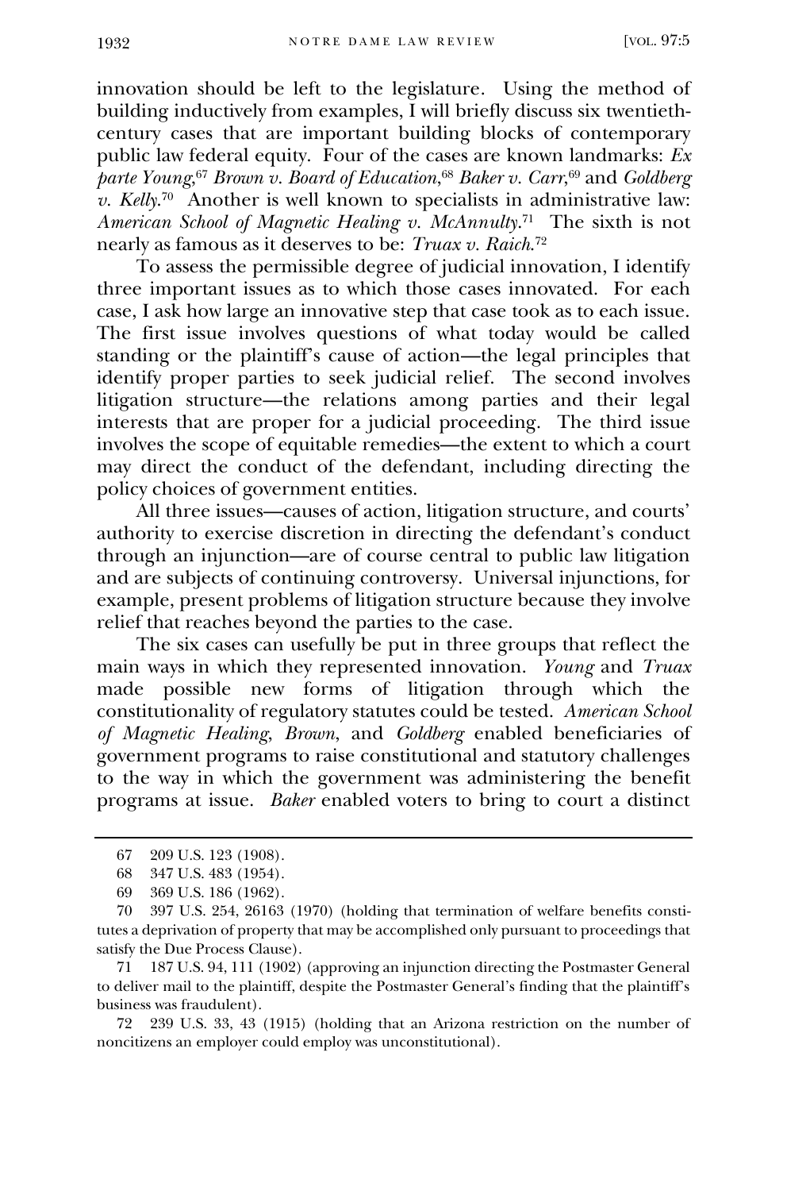innovation should be left to the legislature. Using the method of building inductively from examples, I will briefly discuss six twentieth-century cases that are important building blocks of contemporary public law federal equity. Four of the cases are known landmarks: *Ex parte Young*,[67] *Brown v. Board of Education*,[68] *Baker v. Carr*,[69] and *Goldberg v. Kelly*.[70] Another is well known to specialists in administrative law: *American School of Magnetic Healing v. McAnnulty*.[71] The sixth is not nearly as famous as it deserves to be: *Truax v. Raich*.[72]

To assess the permissible degree of judicial innovation, I identify three important issues as to which those cases innovated. For each case, I ask how large an innovative step that case took as to each issue. The first issue involves questions of what today would be called standing or the plaintiff's cause of action—the legal principles that identify proper parties to seek judicial relief. The second involves litigation structure—the relations among parties and their legal interests that are proper for a judicial proceeding. The third issue involves the scope of equitable remedies—the extent to which a court may direct the conduct of the defendant, including directing the policy choices of government entities.

All three issues—causes of action, litigation structure, and courts' authority to exercise discretion in directing the defendant's conduct through an injunction—are of course central to public law litigation and are subjects of continuing controversy. Universal injunctions, for example, present problems of litigation structure because they involve relief that reaches beyond the parties to the case.

The six cases can usefully be put in three groups that reflect the main ways in which they represented innovation. *Young* and *Truax* made possible new forms of litigation through which the constitutionality of regulatory statutes could be tested. *American School of Magnetic Healing*, *Brown*, and *Goldberg* enabled beneficiaries of government programs to raise constitutional and statutory challenges to the way in which the government was administering the benefit programs at issue. *Baker* enabled voters to bring to court a distinct

67 209 U.S. 123 (1908).

68 347 U.S. 483 (1954).

69 369 U.S. 186 (1962).

70 397 U.S. 254, 26163 (1970) (holding that termination of welfare benefits constitutes a deprivation of property that may be accomplished only pursuant to proceedings that satisfy the Due Process Clause).

71 187 U.S. 94, 111 (1902) (approving an injunction directing the Postmaster General to deliver mail to the plaintiff, despite the Postmaster General's finding that the plaintiff's business was fraudulent).

72 239 U.S. 33, 43 (1915) (holding that an Arizona restriction on the number of noncitizens an employer could employ was unconstitutional).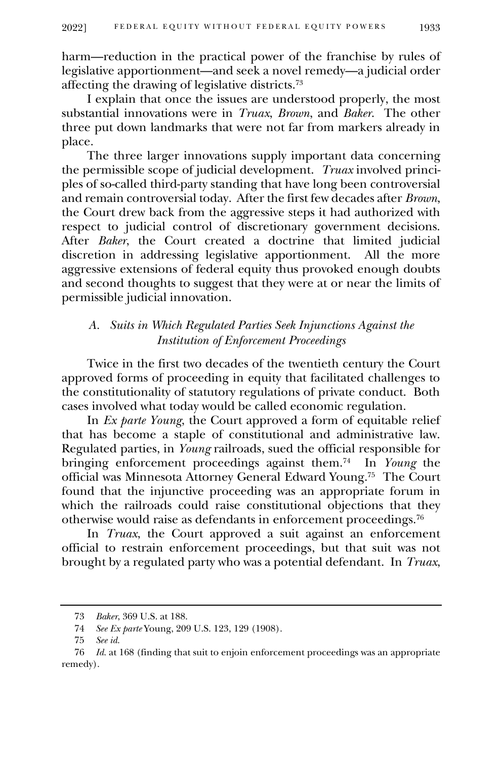harm—reduction in the practical power of the franchise by rules of legislative apportionment—and seek a novel remedy—a judicial order affecting the drawing of legislative districts.[73]

I explain that once the issues are understood properly, the most substantial innovations were in *Truax*, *Brown*, and *Baker*. The other three put down landmarks that were not far from markers already in place.

The three larger innovations supply important data concerning the permissible scope of judicial development. *Truax* involved principles of so-called third-party standing that have long been controversial and remain controversial today. After the first few decades after *Brown*, the Court drew back from the aggressive steps it had authorized with respect to judicial control of discretionary government decisions. After *Baker*, the Court created a doctrine that limited judicial discretion in addressing legislative apportionment. All the more aggressive extensions of federal equity thus provoked enough doubts and second thoughts to suggest that they were at or near the limits of permissible judicial innovation.

### *A. Suits in Which Regulated Parties Seek Injunctions Against the Institution of Enforcement Proceedings*

Twice in the first two decades of the twentieth century the Court approved forms of proceeding in equity that facilitated challenges to the constitutionality of statutory regulations of private conduct. Both cases involved what today would be called economic regulation.

In *Ex parte Young*, the Court approved a form of equitable relief that has become a staple of constitutional and administrative law. Regulated parties, in *Young* railroads, sued the official responsible for bringing enforcement proceedings against them.[74] In *Young* the official was Minnesota Attorney General Edward Young.[75] The Court found that the injunctive proceeding was an appropriate forum in which the railroads could raise constitutional objections that they otherwise would raise as defendants in enforcement proceedings.[76]

In *Truax*, the Court approved a suit against an enforcement official to restrain enforcement proceedings, but that suit was not brought by a regulated party who was a potential defendant. In *Truax*,

---

73 *Baker*, 369 U.S. at 188.

74 *See Ex parte* Young, 209 U.S. 123, 129 (1908).

75 *See id.*

76 *Id.* at 168 (finding that suit to enjoin enforcement proceedings was an appropriate remedy).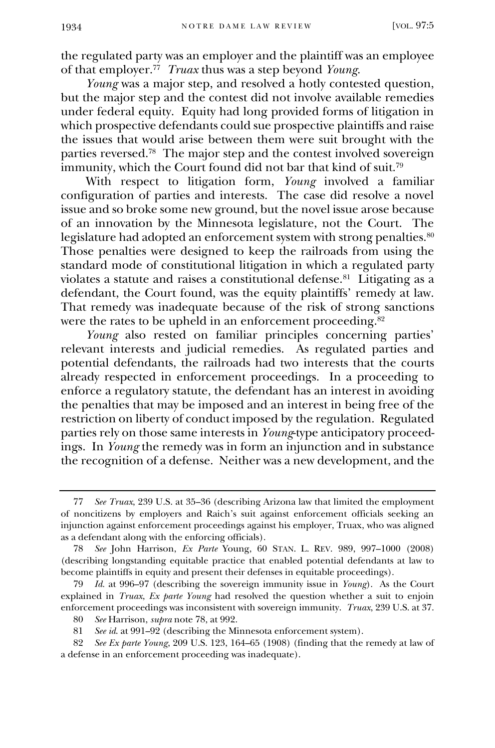the regulated party was an employer and the plaintiff was an employee of that employer.[77] *Truax* thus was a step beyond *Young*.

*Young* was a major step, and resolved a hotly contested question, but the major step and the contest did not involve available remedies under federal equity. Equity had long provided forms of litigation in which prospective defendants could sue prospective plaintiffs and raise the issues that would arise between them were suit brought with the parties reversed.[78] The major step and the contest involved sovereign immunity, which the Court found did not bar that kind of suit.[79]

With respect to litigation form, *Young* involved a familiar configuration of parties and interests. The case did resolve a novel issue and so broke some new ground, but the novel issue arose because of an innovation by the Minnesota legislature, not the Court. The legislature had adopted an enforcement system with strong penalties.[80] Those penalties were designed to keep the railroads from using the standard mode of constitutional litigation in which a regulated party violates a statute and raises a constitutional defense.[81] Litigating as a defendant, the Court found, was the equity plaintiffs' remedy at law. That remedy was inadequate because of the risk of strong sanctions were the rates to be upheld in an enforcement proceeding.[82]

*Young* also rested on familiar principles concerning parties' relevant interests and judicial remedies. As regulated parties and potential defendants, the railroads had two interests that the courts already respected in enforcement proceedings. In a proceeding to enforce a regulatory statute, the defendant has an interest in avoiding the penalties that may be imposed and an interest in being free of the restriction on liberty of conduct imposed by the regulation. Regulated parties rely on those same interests in *Young*-type anticipatory proceedings. In *Young* the remedy was in form an injunction and in substance the recognition of a defense. Neither was a new development, and the

---

77 *See Truax*, 239 U.S. at 35–36 (describing Arizona law that limited the employment of noncitizens by employers and Raich's suit against enforcement officials seeking an injunction against enforcement proceedings against his employer, Truax, who was aligned as a defendant along with the enforcing officials).

78 *See* John Harrison, *Ex Parte* Young, 60 STAN. L. REV. 989, 997–1000 (2008) (describing longstanding equitable practice that enabled potential defendants at law to become plaintiffs in equity and present their defenses in equitable proceedings).

79 *Id.* at 996–97 (describing the sovereign immunity issue in *Young*). As the Court explained in *Truax*, *Ex parte Young* had resolved the question whether a suit to enjoin enforcement proceedings was inconsistent with sovereign immunity. *Truax*, 239 U.S. at 37.

80 *See* Harrison, *supra* note 78, at 992.

81 *See id.* at 991–92 (describing the Minnesota enforcement system).

82 *See Ex parte Young*, 209 U.S. 123, 164–65 (1908) (finding that the remedy at law of a defense in an enforcement proceeding was inadequate).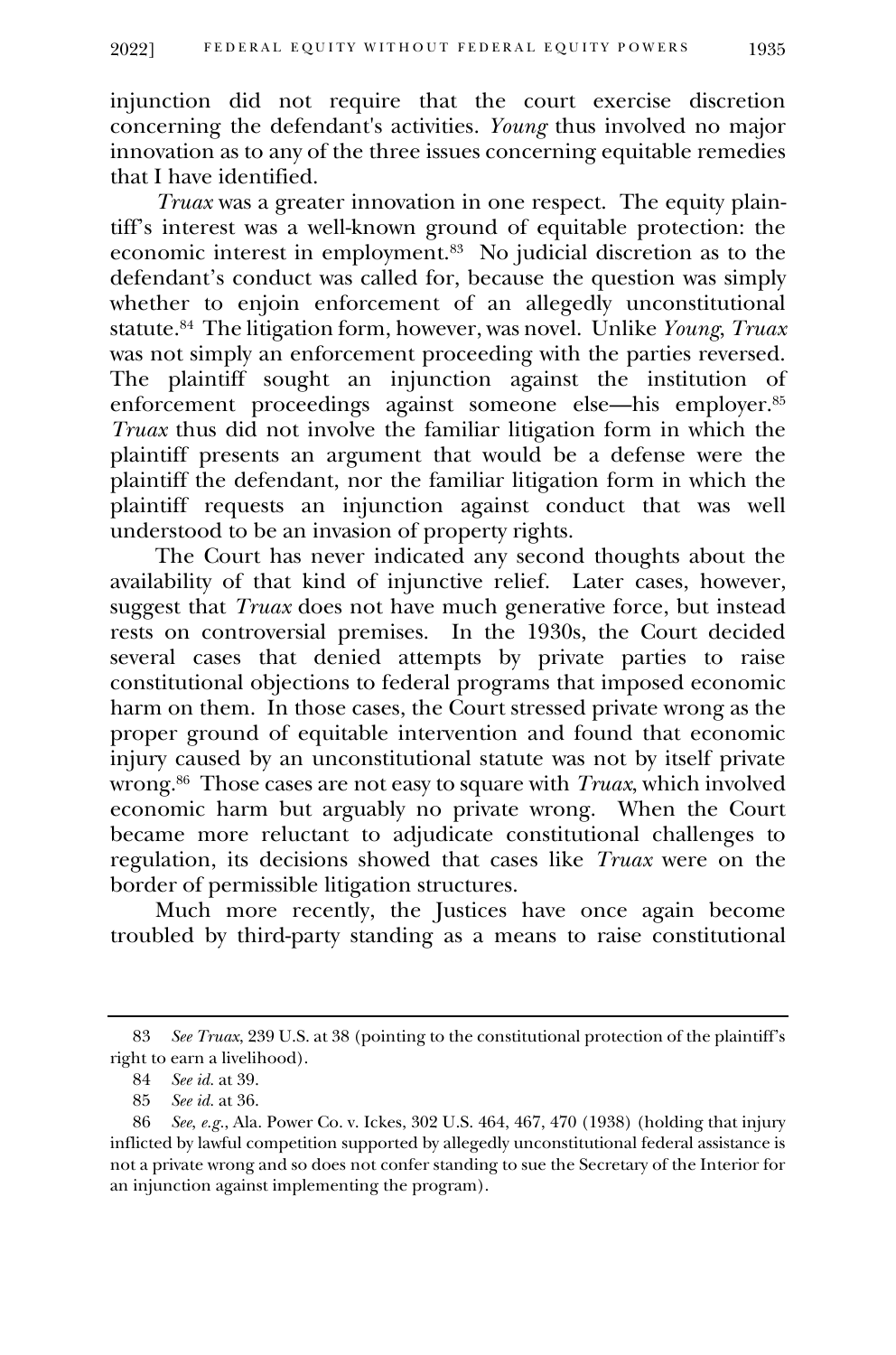injunction did not require that the court exercise discretion concerning the defendant's activities. *Young* thus involved no major innovation as to any of the three issues concerning equitable remedies that I have identified.

*Truax* was a greater innovation in one respect. The equity plaintiff's interest was a well-known ground of equitable protection: the economic interest in employment.[83] No judicial discretion as to the defendant's conduct was called for, because the question was simply whether to enjoin enforcement of an allegedly unconstitutional statute.[84] The litigation form, however, was novel. Unlike *Young*, *Truax* was not simply an enforcement proceeding with the parties reversed. The plaintiff sought an injunction against the institution of enforcement proceedings against someone else—his employer.[85] *Truax* thus did not involve the familiar litigation form in which the plaintiff presents an argument that would be a defense were the plaintiff the defendant, nor the familiar litigation form in which the plaintiff requests an injunction against conduct that was well understood to be an invasion of property rights.

The Court has never indicated any second thoughts about the availability of that kind of injunctive relief. Later cases, however, suggest that *Truax* does not have much generative force, but instead rests on controversial premises. In the 1930s, the Court decided several cases that denied attempts by private parties to raise constitutional objections to federal programs that imposed economic harm on them. In those cases, the Court stressed private wrong as the proper ground of equitable intervention and found that economic injury caused by an unconstitutional statute was not by itself private wrong.[86] Those cases are not easy to square with *Truax*, which involved economic harm but arguably no private wrong. When the Court became more reluctant to adjudicate constitutional challenges to regulation, its decisions showed that cases like *Truax* were on the border of permissible litigation structures.

Much more recently, the Justices have once again become troubled by third-party standing as a means to raise constitutional

---

83 *See Truax*, 239 U.S. at 38 (pointing to the constitutional protection of the plaintiff's right to earn a livelihood).

84 *See id.* at 39.

85 *See id.* at 36.

86 *See, e.g.*, Ala. Power Co. v. Ickes, 302 U.S. 464, 467, 470 (1938) (holding that injury inflicted by lawful competition supported by allegedly unconstitutional federal assistance is not a private wrong and so does not confer standing to sue the Secretary of the Interior for an injunction against implementing the program).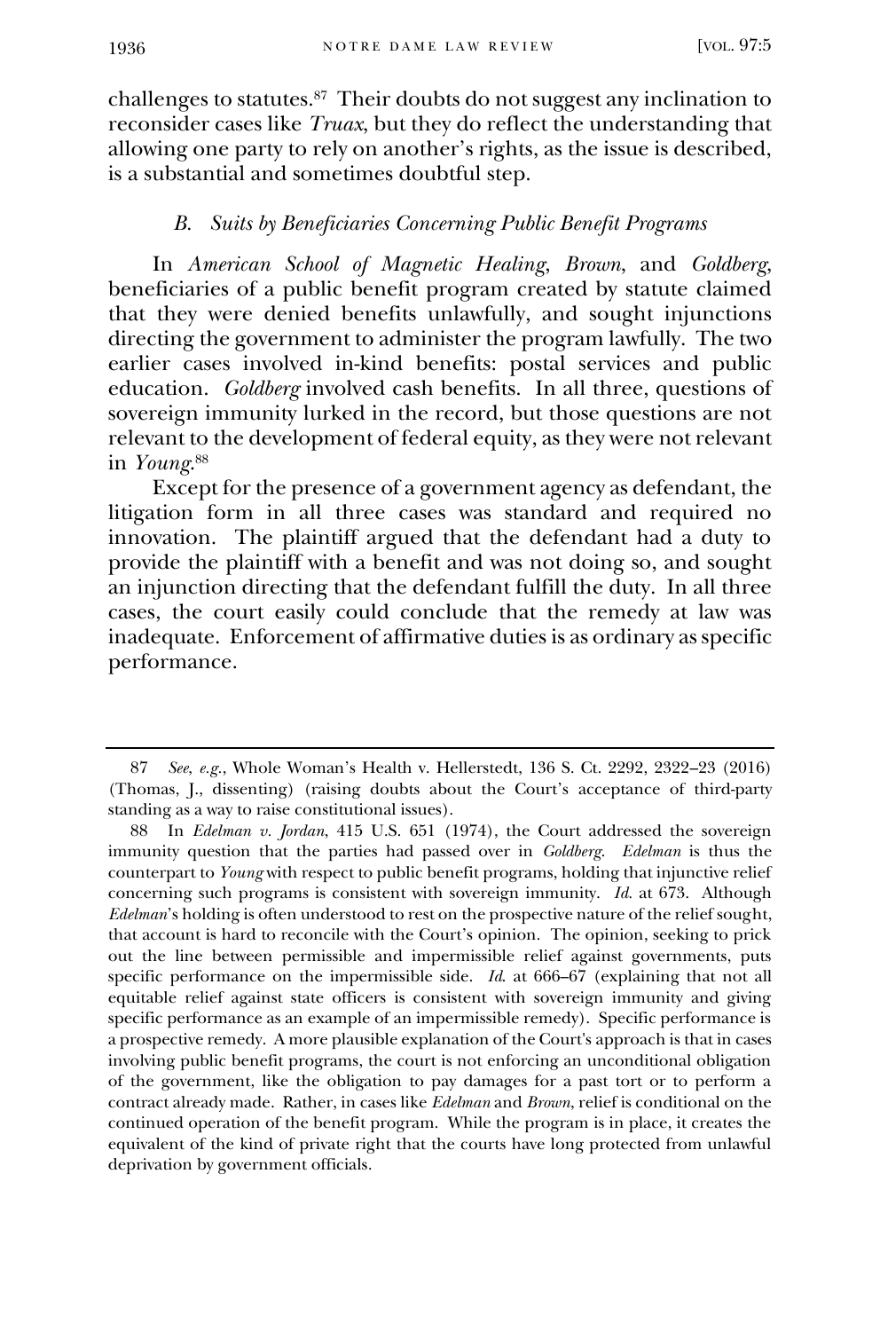challenges to statutes.[87] Their doubts do not suggest any inclination to reconsider cases like *Truax*, but they do reflect the understanding that allowing one party to rely on another's rights, as the issue is described, is a substantial and sometimes doubtful step.

### *B. Suits by Beneficiaries Concerning Public Benefit Programs*

In *American School of Magnetic Healing*, *Brown*, and *Goldberg*, beneficiaries of a public benefit program created by statute claimed that they were denied benefits unlawfully, and sought injunctions directing the government to administer the program lawfully. The two earlier cases involved in-kind benefits: postal services and public education. *Goldberg* involved cash benefits. In all three, questions of sovereign immunity lurked in the record, but those questions are not relevant to the development of federal equity, as they were not relevant in *Young*.[88]

Except for the presence of a government agency as defendant, the litigation form in all three cases was standard and required no innovation. The plaintiff argued that the defendant had a duty to provide the plaintiff with a benefit and was not doing so, and sought an injunction directing that the defendant fulfill the duty. In all three cases, the court easily could conclude that the remedy at law was inadequate. Enforcement of affirmative duties is as ordinary as specific performance.

---

87 *See, e.g.*, Whole Woman's Health v. Hellerstedt, 136 S. Ct. 2292, 2322–23 (2016) (Thomas, J., dissenting) (raising doubts about the Court's acceptance of third-party standing as a way to raise constitutional issues).

88 In *Edelman v. Jordan*, 415 U.S. 651 (1974), the Court addressed the sovereign immunity question that the parties had passed over in *Goldberg*. *Edelman* is thus the counterpart to *Young* with respect to public benefit programs, holding that injunctive relief concerning such programs is consistent with sovereign immunity. *Id.* at 673. Although *Edelman*'s holding is often understood to rest on the prospective nature of the relief sought, that account is hard to reconcile with the Court's opinion. The opinion, seeking to prick out the line between permissible and impermissible relief against governments, puts specific performance on the impermissible side. *Id.* at 666–67 (explaining that not all equitable relief against state officers is consistent with sovereign immunity and giving specific performance as an example of an impermissible remedy). Specific performance is a prospective remedy. A more plausible explanation of the Court's approach is that in cases involving public benefit programs, the court is not enforcing an unconditional obligation of the government, like the obligation to pay damages for a past tort or to perform a contract already made. Rather, in cases like *Edelman* and *Brown*, relief is conditional on the continued operation of the benefit program. While the program is in place, it creates the equivalent of the kind of private right that the courts have long protected from unlawful deprivation by government officials.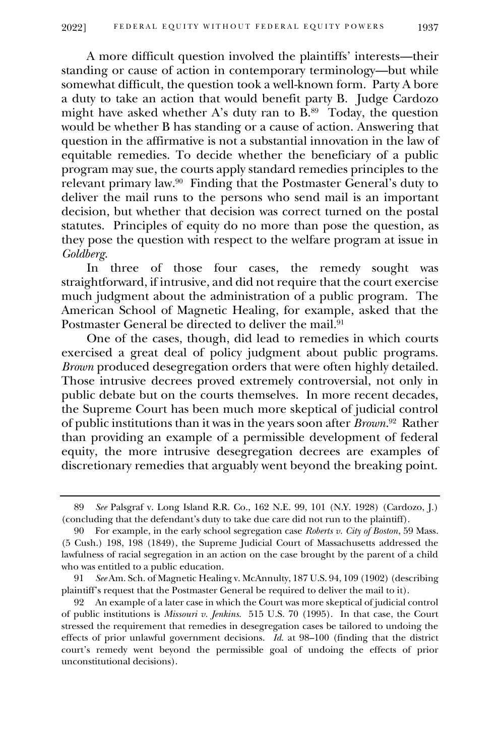A more difficult question involved the plaintiffs' interests—their standing or cause of action in contemporary terminology—but while somewhat difficult, the question took a well-known form. Party A bore a duty to take an action that would benefit party B. Judge Cardozo might have asked whether A's duty ran to B.[89] Today, the question would be whether B has standing or a cause of action. Answering that question in the affirmative is not a substantial innovation in the law of equitable remedies. To decide whether the beneficiary of a public program may sue, the courts apply standard remedies principles to the relevant primary law.[90] Finding that the Postmaster General's duty to deliver the mail runs to the persons who send mail is an important decision, but whether that decision was correct turned on the postal statutes. Principles of equity do no more than pose the question, as they pose the question with respect to the welfare program at issue in *Goldberg*.

In three of those four cases, the remedy sought was straightforward, if intrusive, and did not require that the court exercise much judgment about the administration of a public program. The American School of Magnetic Healing, for example, asked that the Postmaster General be directed to deliver the mail.[91]

One of the cases, though, did lead to remedies in which courts exercised a great deal of policy judgment about public programs. *Brown* produced desegregation orders that were often highly detailed. Those intrusive decrees proved extremely controversial, not only in public debate but on the courts themselves. In more recent decades, the Supreme Court has been much more skeptical of judicial control of public institutions than it was in the years soon after *Brown*.[92] Rather than providing an example of a permissible development of federal equity, the more intrusive desegregation decrees are examples of discretionary remedies that arguably went beyond the breaking point.

---

89 *See* Palsgraf v. Long Island R.R. Co., 162 N.E. 99, 101 (N.Y. 1928) (Cardozo, J.) (concluding that the defendant's duty to take due care did not run to the plaintiff).

90 For example, in the early school segregation case *Roberts v. City of Boston*, 59 Mass. (5 Cush.) 198, 198 (1849), the Supreme Judicial Court of Massachusetts addressed the lawfulness of racial segregation in an action on the case brought by the parent of a child who was entitled to a public education.

91 *See* Am. Sch. of Magnetic Healing v. McAnnulty, 187 U.S. 94, 109 (1902) (describing plaintiff's request that the Postmaster General be required to deliver the mail to it).

92 An example of a later case in which the Court was more skeptical of judicial control of public institutions is *Missouri v. Jenkins*. 515 U.S. 70 (1995). In that case, the Court stressed the requirement that remedies in desegregation cases be tailored to undoing the effects of prior unlawful government decisions. *Id.* at 98–100 (finding that the district court's remedy went beyond the permissible goal of undoing the effects of prior unconstitutional decisions).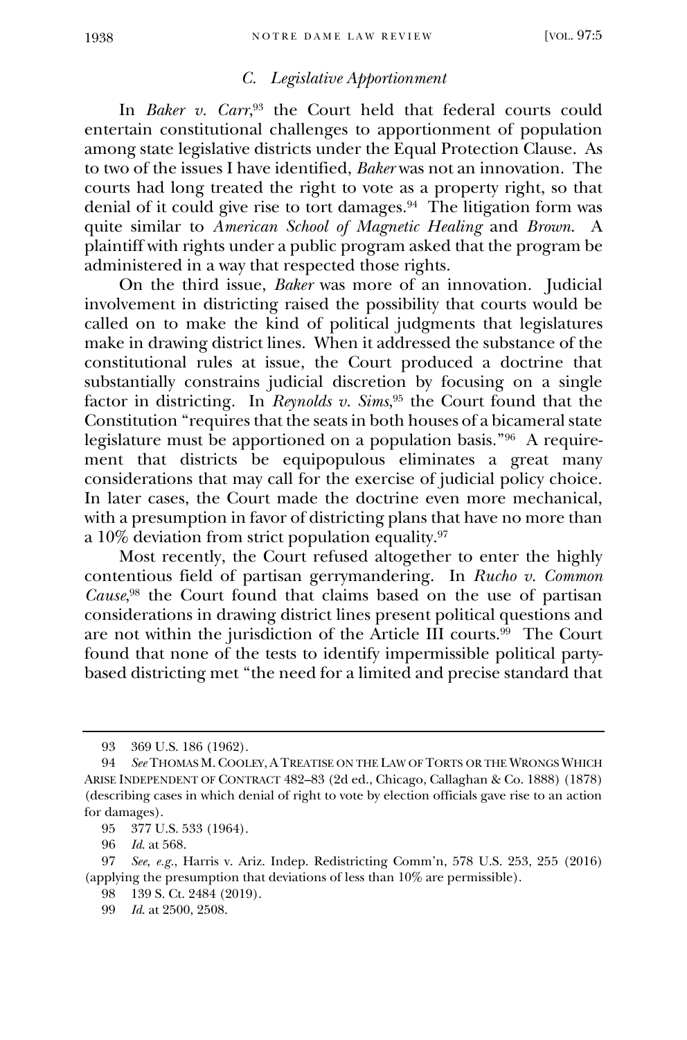### *C. Legislative Apportionment*

In *Baker v. Carr*,[93] the Court held that federal courts could entertain constitutional challenges to apportionment of population among state legislative districts under the Equal Protection Clause. As to two of the issues I have identified, *Baker* was not an innovation. The courts had long treated the right to vote as a property right, so that denial of it could give rise to tort damages.[94] The litigation form was quite similar to *American School of Magnetic Healing* and *Brown*. A plaintiff with rights under a public program asked that the program be administered in a way that respected those rights.

On the third issue, *Baker* was more of an innovation. Judicial involvement in districting raised the possibility that courts would be called on to make the kind of political judgments that legislatures make in drawing district lines. When it addressed the substance of the constitutional rules at issue, the Court produced a doctrine that substantially constrains judicial discretion by focusing on a single factor in districting. In *Reynolds v. Sims*,[95] the Court found that the Constitution "requires that the seats in both houses of a bicameral state legislature must be apportioned on a population basis."[96] A requirement that districts be equipopulous eliminates a great many considerations that may call for the exercise of judicial policy choice. In later cases, the Court made the doctrine even more mechanical, with a presumption in favor of districting plans that have no more than a 10% deviation from strict population equality.[97]

Most recently, the Court refused altogether to enter the highly contentious field of partisan gerrymandering. In *Rucho v. Common Cause*,[98] the Court found that claims based on the use of partisan considerations in drawing district lines present political questions and are not within the jurisdiction of the Article III courts.[99] The Court found that none of the tests to identify impermissible political party-based districting met "the need for a limited and precise standard that

---

93 369 U.S. 186 (1962).

94 *See* THOMAS M. COOLEY, A TREATISE ON THE LAW OF TORTS OR THE WRONGS WHICH ARISE INDEPENDENT OF CONTRACT 482–83 (2d ed., Chicago, Callaghan & Co. 1888) (1878) (describing cases in which denial of right to vote by election officials gave rise to an action for damages).

95 377 U.S. 533 (1964).

96 *Id.* at 568.

97 *See, e.g.*, Harris v. Ariz. Indep. Redistricting Comm'n, 578 U.S. 253, 255 (2016) (applying the presumption that deviations of less than 10% are permissible).

98 139 S. Ct. 2484 (2019).

99 *Id.* at 2500, 2508.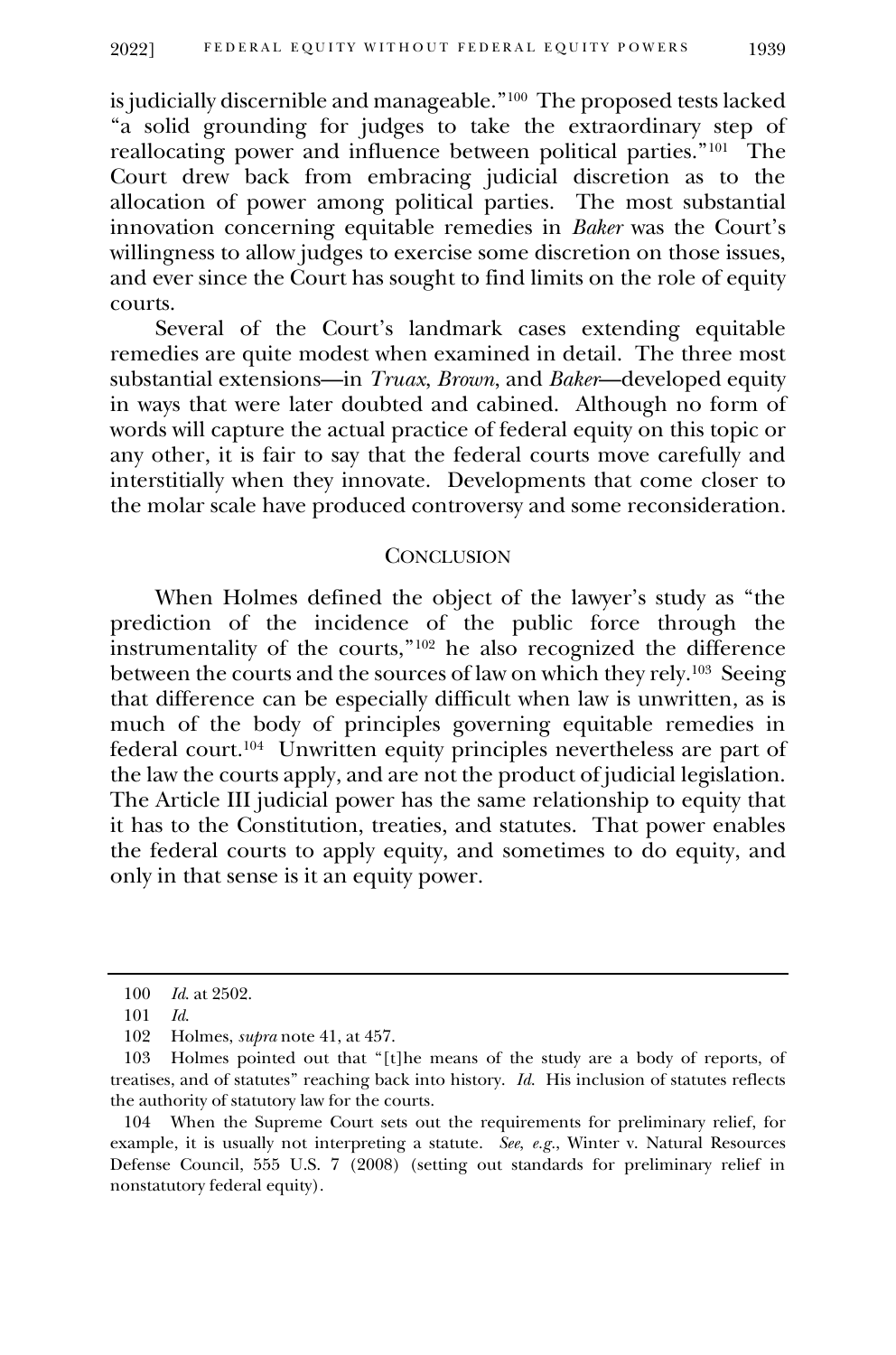is judicially discernible and manageable."[100] The proposed tests lacked "a solid grounding for judges to take the extraordinary step of reallocating power and influence between political parties."[101] The Court drew back from embracing judicial discretion as to the allocation of power among political parties. The most substantial innovation concerning equitable remedies in *Baker* was the Court's willingness to allow judges to exercise some discretion on those issues, and ever since the Court has sought to find limits on the role of equity courts.

Several of the Court's landmark cases extending equitable remedies are quite modest when examined in detail. The three most substantial extensions—in *Truax*, *Brown*, and *Baker*—developed equity in ways that were later doubted and cabined. Although no form of words will capture the actual practice of federal equity on this topic or any other, it is fair to say that the federal courts move carefully and interstitially when they innovate. Developments that come closer to the molar scale have produced controversy and some reconsideration.

## CONCLUSION

When Holmes defined the object of the lawyer's study as "the prediction of the incidence of the public force through the instrumentality of the courts,"[102] he also recognized the difference between the courts and the sources of law on which they rely.[103] Seeing that difference can be especially difficult when law is unwritten, as is much of the body of principles governing equitable remedies in federal court.[104] Unwritten equity principles nevertheless are part of the law the courts apply, and are not the product of judicial legislation. The Article III judicial power has the same relationship to equity that it has to the Constitution, treaties, and statutes. That power enables the federal courts to apply equity, and sometimes to do equity, and only in that sense is it an equity power.

---

100 *Id.* at 2502.

101 *Id.*

102 Holmes, *supra* note 41, at 457.

103 Holmes pointed out that "[t]he means of the study are a body of reports, of treatises, and of statutes" reaching back into history. *Id.* His inclusion of statutes reflects the authority of statutory law for the courts.

104 When the Supreme Court sets out the requirements for preliminary relief, for example, it is usually not interpreting a statute. *See, e.g.*, Winter v. Natural Resources Defense Council, 555 U.S. 7 (2008) (setting out standards for preliminary relief in nonstatutory federal equity).